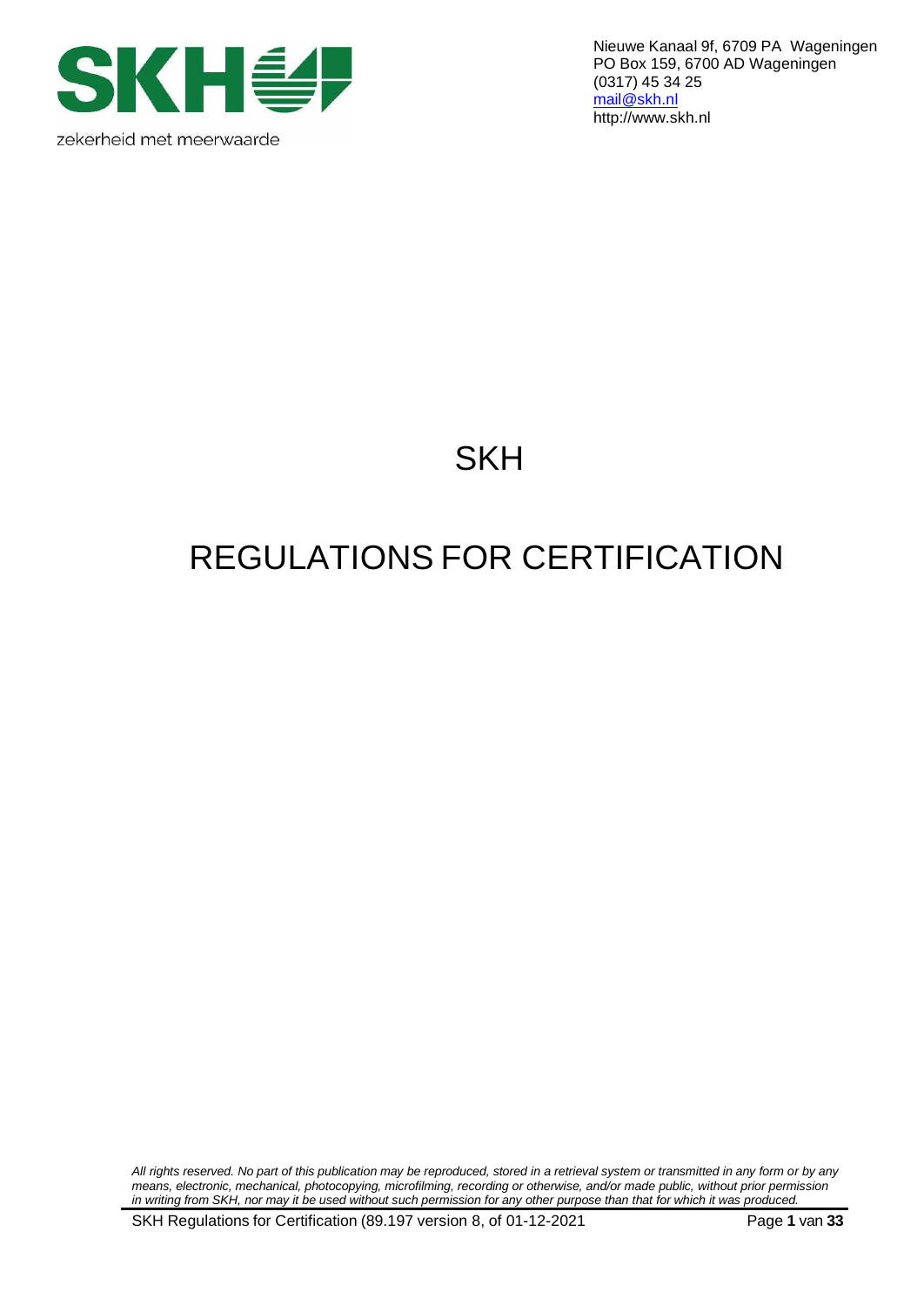zekerheid met meerwaarde

Nieuwe Kanaal 9f, 6709 PA Wageningen
PO Box 159, 6700 AD Wageningen
(0317) 45 34 25
mail@skh.nl
http://www.skh.nl

# SKH

# REGULATIONS FOR CERTIFICATION

*All rights reserved. No part of this publication may be reproduced, stored in a retrieval system or transmitted in any form or by any means, electronic, mechanical, photocopying, microfilming, recording or otherwise, and/or made public, without prior permission in writing from SKH, nor may it be used without such permission for any other purpose than that for which it was produced.*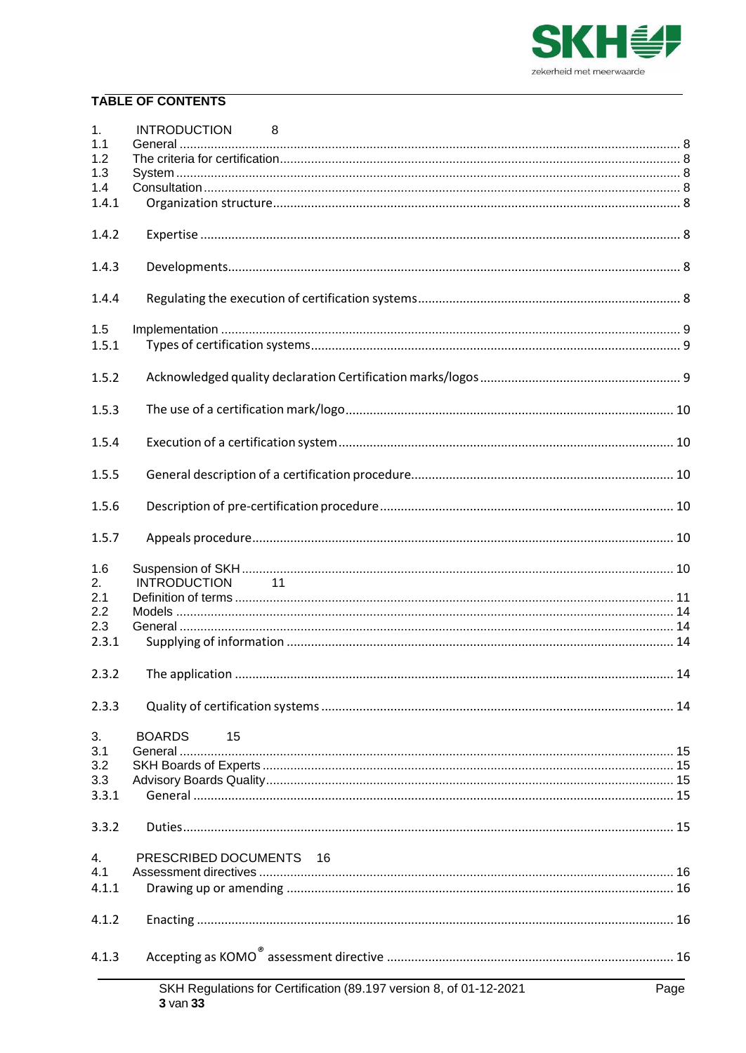## TABLE OF CONTENTS

1. INTRODUCTION 8
1.1 General ........ 8
1.2 The criteria for certification ........ 8
1.3 System ........ 8
1.4 Consultation ........ 8
1.4.1 Organization structure ........ 8
1.4.2 Expertise ........ 8
1.4.3 Developments ........ 8
1.4.4 Regulating the execution of certification systems ........ 8
1.5 Implementation ........ 9
1.5.1 Types of certification systems ........ 9
1.5.2 Acknowledged quality declaration Certification marks/logos ........ 9
1.5.3 The use of a certification mark/logo ........ 10
1.5.4 Execution of a certification system ........ 10
1.5.5 General description of a certification procedure ........ 10
1.5.6 Description of pre-certification procedure ........ 10
1.5.7 Appeals procedure ........ 10
1.6 Suspension of SKH ........ 10
2. INTRODUCTION 11
2.1 Definition of terms ........ 11
2.2 Models ........ 14
2.3 General ........ 14
2.3.1 Supplying of information ........ 14
2.3.2 The application ........ 14
2.3.3 Quality of certification systems ........ 14
3. BOARDS 15
3.1 General ........ 15
3.2 SKH Boards of Experts ........ 15
3.3 Advisory Boards Quality ........ 15
3.3.1 General ........ 15
3.3.2 Duties ........ 15
4. PRESCRIBED DOCUMENTS 16
4.1 Assessment directives ........ 16
4.1.1 Drawing up or amending ........ 16
4.1.2 Enacting ........ 16
4.1.3 Accepting as KOMO® assessment directive ........ 16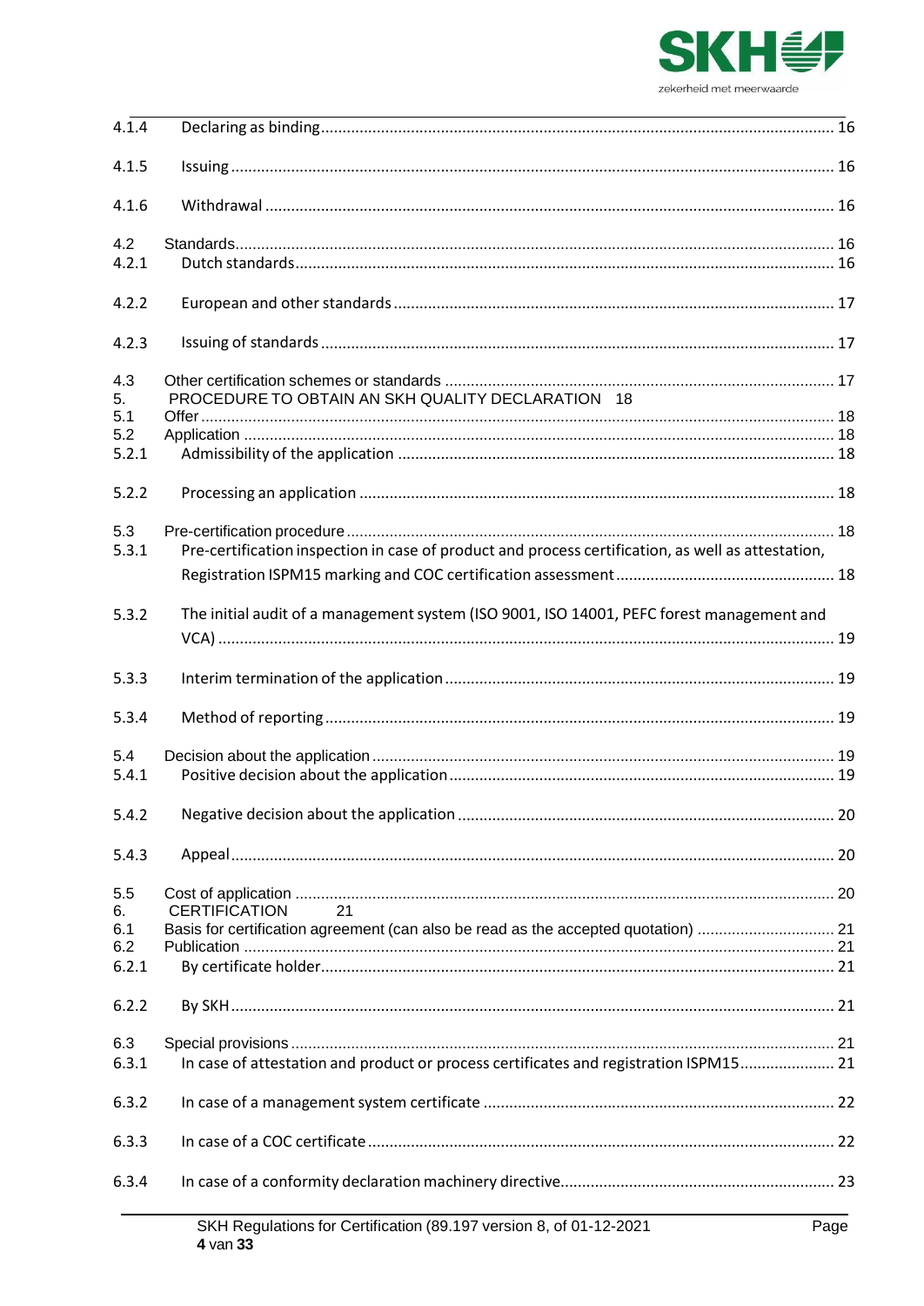4.1.4 Declaring as binding ........................................................................................................ 16

4.1.5 Issuing ........................................................................................................................ 16

4.1.6 Withdrawal ................................................................................................................ 16

4.2 Standards ........................................................................................................................ 16
4.2.1 Dutch standards ........................................................................................................ 16

4.2.2 European and other standards ................................................................................. 17

4.2.3 Issuing of standards ................................................................................................... 17

4.3 Other certification schemes or standards ........................................................................ 17
5. PROCEDURE TO OBTAIN AN SKH QUALITY DECLARATION 18
5.1 Offer ................................................................................................................................. 18
5.2 Application ....................................................................................................................... 18
5.2.1 Admissibility of the application ................................................................................. 18

5.2.2 Processing an application .......................................................................................... 18

5.3 Pre-certification procedure .............................................................................................. 18
5.3.1 Pre-certification inspection in case of product and process certification, as well as attestation, Registration ISPM15 marking and COC certification assessment ................................................ 18

5.3.2 The initial audit of a management system (ISO 9001, ISO 14001, PEFC forest management and VCA) ............................................................................................................................ 19

5.3.3 Interim termination of the application ...................................................................... 19

5.3.4 Method of reporting .................................................................................................. 19

5.4 Decision about the application ........................................................................................ 19
5.4.1 Positive decision about the application ..................................................................... 19

5.4.2 Negative decision about the application ................................................................... 20

5.4.3 Appeal ........................................................................................................................ 20

5.5 Cost of application ........................................................................................................... 20
6. CERTIFICATION 21
6.1 Basis for certification agreement (can also be read as the accepted quotation) ............... 21
6.2 Publication ........................................................................................................................ 21
6.2.1 By certificate holder .................................................................................................... 21

6.2.2 By SKH ........................................................................................................................ 21

6.3 Special provisions ............................................................................................................. 21
6.3.1 In case of attestation and product or process certificates and registration ISPM15 ..................... 21

6.3.2 In case of a management system certificate ............................................................. 22

6.3.3 In case of a COC certificate ......................................................................................... 22

6.3.4 In case of a conformity declaration machinery directive ............................................ 23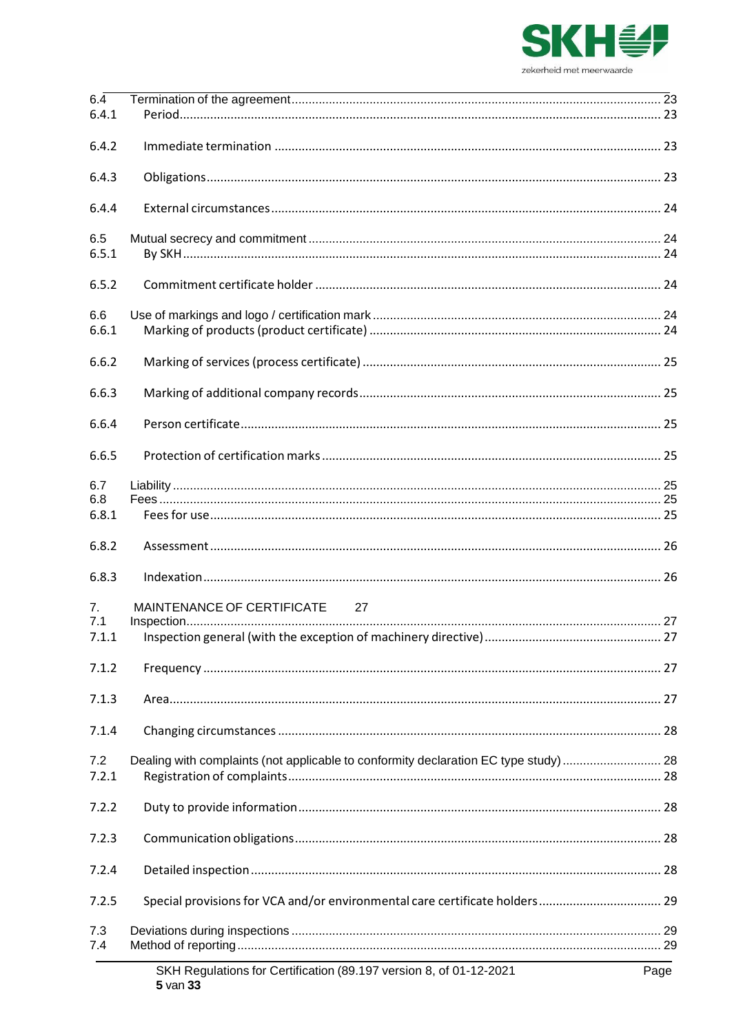6.4 Termination of the agreement ........................................................................................................ 23
6.4.1 Period ........................................................................................................................................ 23

6.4.2 Immediate termination ................................................................................................................ 23

6.4.3 Obligations .................................................................................................................................. 23

6.4.4 External circumstances ................................................................................................................ 24

6.5 Mutual secrecy and commitment ..................................................................................................... 24
6.5.1 By SKH ........................................................................................................................................ 24

6.5.2 Commitment certificate holder ..................................................................................................... 24

6.6 Use of markings and logo / certification mark .................................................................................. 24
6.6.1 Marking of products (product certificate) ..................................................................................... 24

6.6.2 Marking of services (process certificate) ...................................................................................... 25

6.6.3 Marking of additional company records ........................................................................................ 25

6.6.4 Person certificate ......................................................................................................................... 25

6.6.5 Protection of certification marks ................................................................................................... 25

6.7 Liability ............................................................................................................................................ 25
6.8 Fees ................................................................................................................................................ 25
6.8.1 Fees for use ................................................................................................................................ 25

6.8.2 Assessment ................................................................................................................................. 26

6.8.3 Indexation ................................................................................................................................... 26

7. MAINTENANCE OF CERTIFICATE 27
7.1 Inspection ........................................................................................................................................ 27
7.1.1 Inspection general (with the exception of machinery directive) ..................................................... 27

7.1.2 Frequency ................................................................................................................................... 27

7.1.3 Area ............................................................................................................................................ 27

7.1.4 Changing circumstances .............................................................................................................. 28

7.2 Dealing with complaints (not applicable to conformity declaration EC type study) ............................ 28
7.2.1 Registration of complaints ............................................................................................................ 28

7.2.2 Duty to provide information .......................................................................................................... 28

7.2.3 Communication obligations ........................................................................................................... 28

7.2.4 Detailed inspection ...................................................................................................................... 28

7.2.5 Special provisions for VCA and/or environmental care certificate holders .................................... 29

7.3 Deviations during inspections .......................................................................................................... 29
7.4 Method of reporting ......................................................................................................................... 29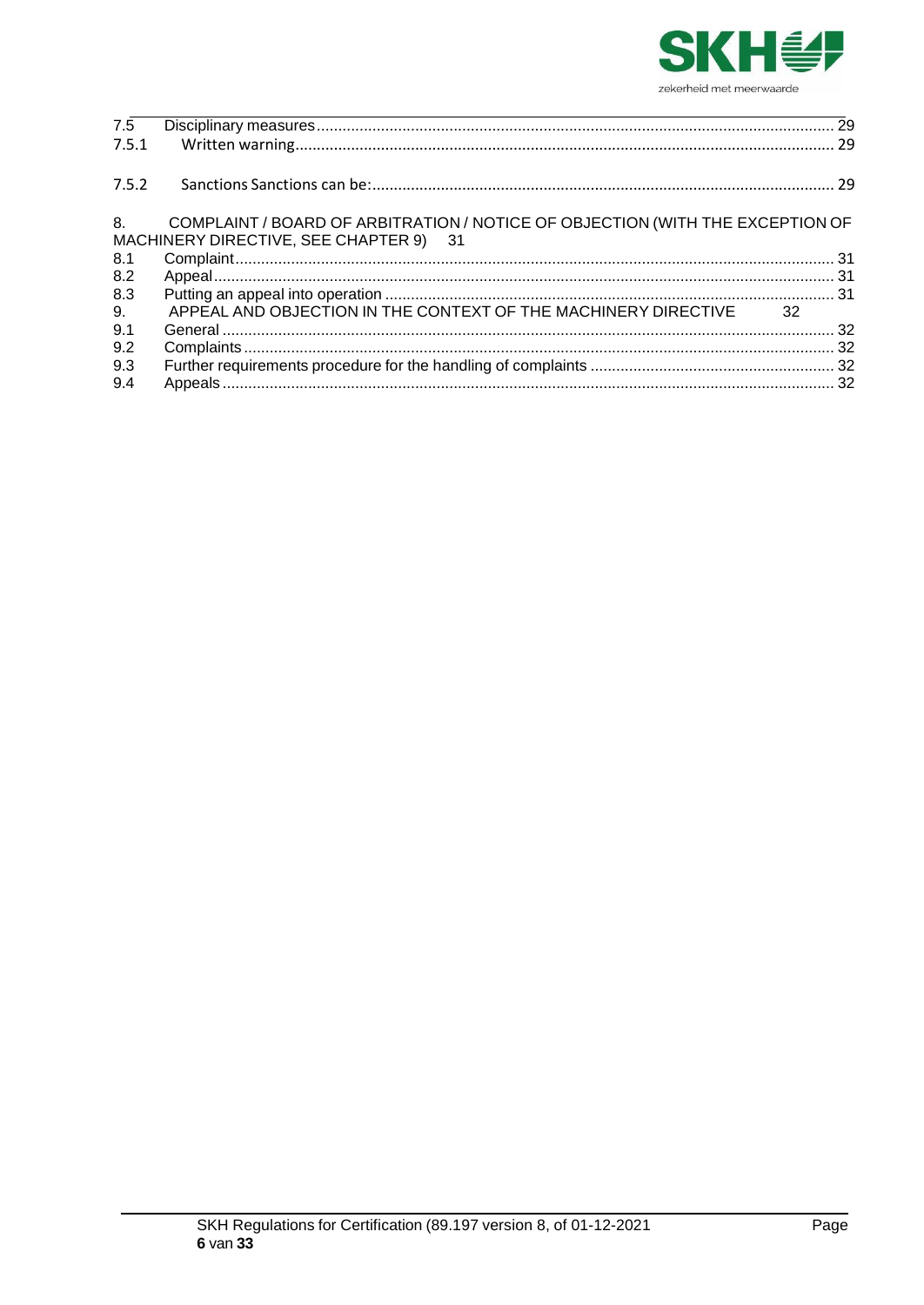7.5 Disciplinary measures ... 29
7.5.1 Written warning ... 29

7.5.2 Sanctions Sanctions can be: ... 29

8. COMPLAINT / BOARD OF ARBITRATION / NOTICE OF OBJECTION (WITH THE EXCEPTION OF MACHINERY DIRECTIVE, SEE CHAPTER 9) 31
8.1 Complaint ... 31
8.2 Appeal ... 31
8.3 Putting an appeal into operation ... 31
9. APPEAL AND OBJECTION IN THE CONTEXT OF THE MACHINERY DIRECTIVE 32
9.1 General ... 32
9.2 Complaints ... 32
9.3 Further requirements procedure for the handling of complaints ... 32
9.4 Appeals ... 32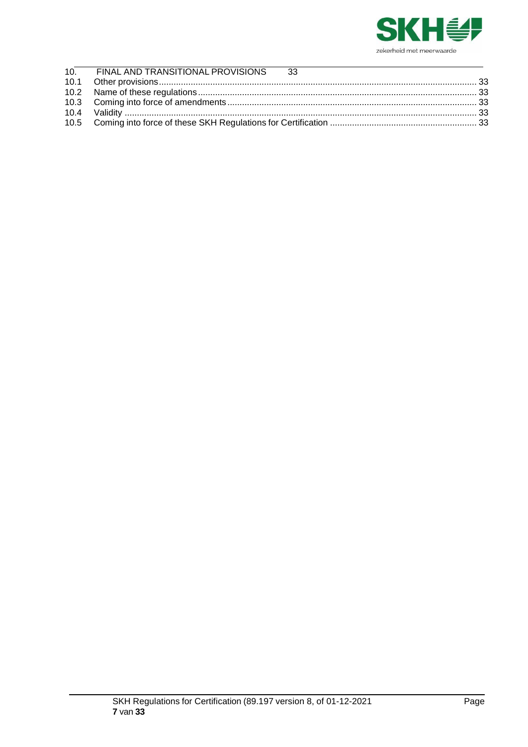10. FINAL AND TRANSITIONAL PROVISIONS 33

10.1 Other provisions ..... 33
10.2 Name of these regulations ..... 33
10.3 Coming into force of amendments ..... 33
10.4 Validity ..... 33
10.5 Coming into force of these SKH Regulations for Certification ..... 33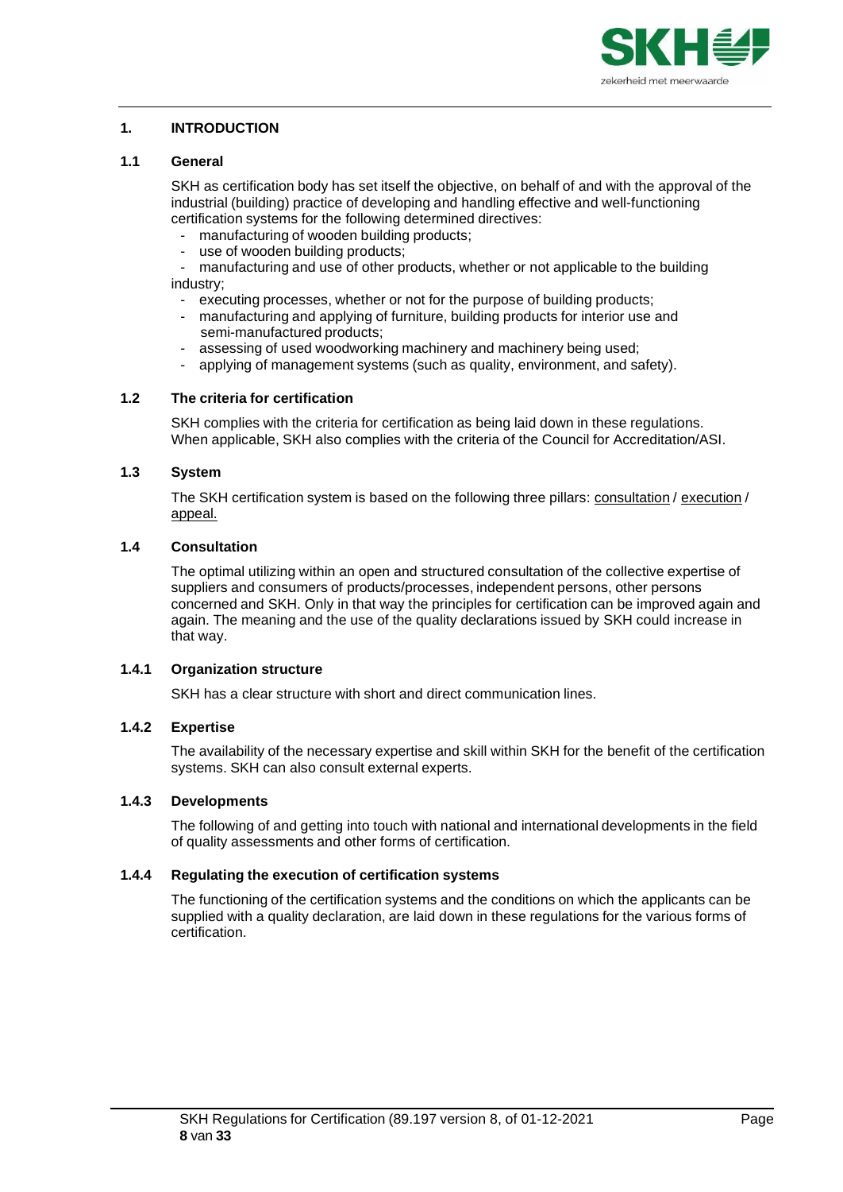# 1. INTRODUCTION

## 1.1 General

SKH as certification body has set itself the objective, on behalf of and with the approval of the industrial (building) practice of developing and handling effective and well-functioning certification systems for the following determined directives:

- manufacturing of wooden building products;
- use of wooden building products;
- manufacturing and use of other products, whether or not applicable to the building industry;
- executing processes, whether or not for the purpose of building products;
- manufacturing and applying of furniture, building products for interior use and semi-manufactured products;
- assessing of used woodworking machinery and machinery being used;
- applying of management systems (such as quality, environment, and safety).

## 1.2 The criteria for certification

SKH complies with the criteria for certification as being laid down in these regulations. When applicable, SKH also complies with the criteria of the Council for Accreditation/ASI.

## 1.3 System

The SKH certification system is based on the following three pillars: consultation / execution / appeal.

## 1.4 Consultation

The optimal utilizing within an open and structured consultation of the collective expertise of suppliers and consumers of products/processes, independent persons, other persons concerned and SKH. Only in that way the principles for certification can be improved again and again. The meaning and the use of the quality declarations issued by SKH could increase in that way.

### 1.4.1 Organization structure

SKH has a clear structure with short and direct communication lines.

### 1.4.2 Expertise

The availability of the necessary expertise and skill within SKH for the benefit of the certification systems. SKH can also consult external experts.

### 1.4.3 Developments

The following of and getting into touch with national and international developments in the field of quality assessments and other forms of certification.

### 1.4.4 Regulating the execution of certification systems

The functioning of the certification systems and the conditions on which the applicants can be supplied with a quality declaration, are laid down in these regulations for the various forms of certification.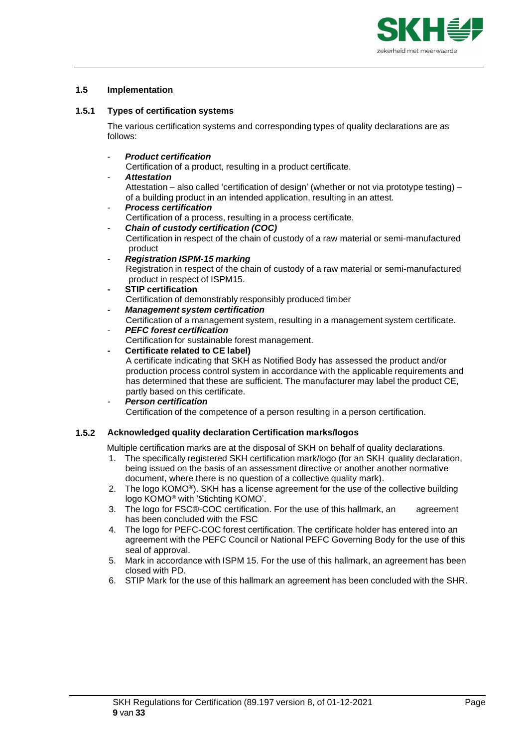### 1.5 Implementation

#### 1.5.1 Types of certification systems

The various certification systems and corresponding types of quality declarations are as follows:

- ***Product certification***
  Certification of a product, resulting in a product certificate.
- ***Attestation***
  Attestation – also called 'certification of design' (whether or not via prototype testing) – of a building product in an intended application, resulting in an attest.
- ***Process certification***
  Certification of a process, resulting in a process certificate.
- ***Chain of custody certification (COC)***
  Certification in respect of the chain of custody of a raw material or semi-manufactured product
- ***Registration ISPM-15 marking***
  Registration in respect of the chain of custody of a raw material or semi-manufactured product in respect of ISPM15.
- **STIP certification**
  Certification of demonstrably responsibly produced timber
- ***Management system certification***
  Certification of a management system, resulting in a management system certificate.
- ***PEFC forest certification***
  Certification for sustainable forest management.
- **Certificate related to CE label)**
  A certificate indicating that SKH as Notified Body has assessed the product and/or production process control system in accordance with the applicable requirements and has determined that these are sufficient. The manufacturer may label the product CE, partly based on this certificate.
- ***Person certification***
  Certification of the competence of a person resulting in a person certification.

#### 1.5.2 Acknowledged quality declaration Certification marks/logos

Multiple certification marks are at the disposal of SKH on behalf of quality declarations.

1. The specifically registered SKH certification mark/logo (for an SKH quality declaration, being issued on the basis of an assessment directive or another another normative document, where there is no question of a collective quality mark).
2. The logo KOMO®). SKH has a license agreement for the use of the collective building logo KOMO® with 'Stichting KOMO'.
3. The logo for FSC®-COC certification. For the use of this hallmark, an agreement has been concluded with the FSC
4. The logo for PEFC-COC forest certification. The certificate holder has entered into an agreement with the PEFC Council or National PEFC Governing Body for the use of this seal of approval.
5. Mark in accordance with ISPM 15. For the use of this hallmark, an agreement has been closed with PD.
6. STIP Mark for the use of this hallmark an agreement has been concluded with the SHR.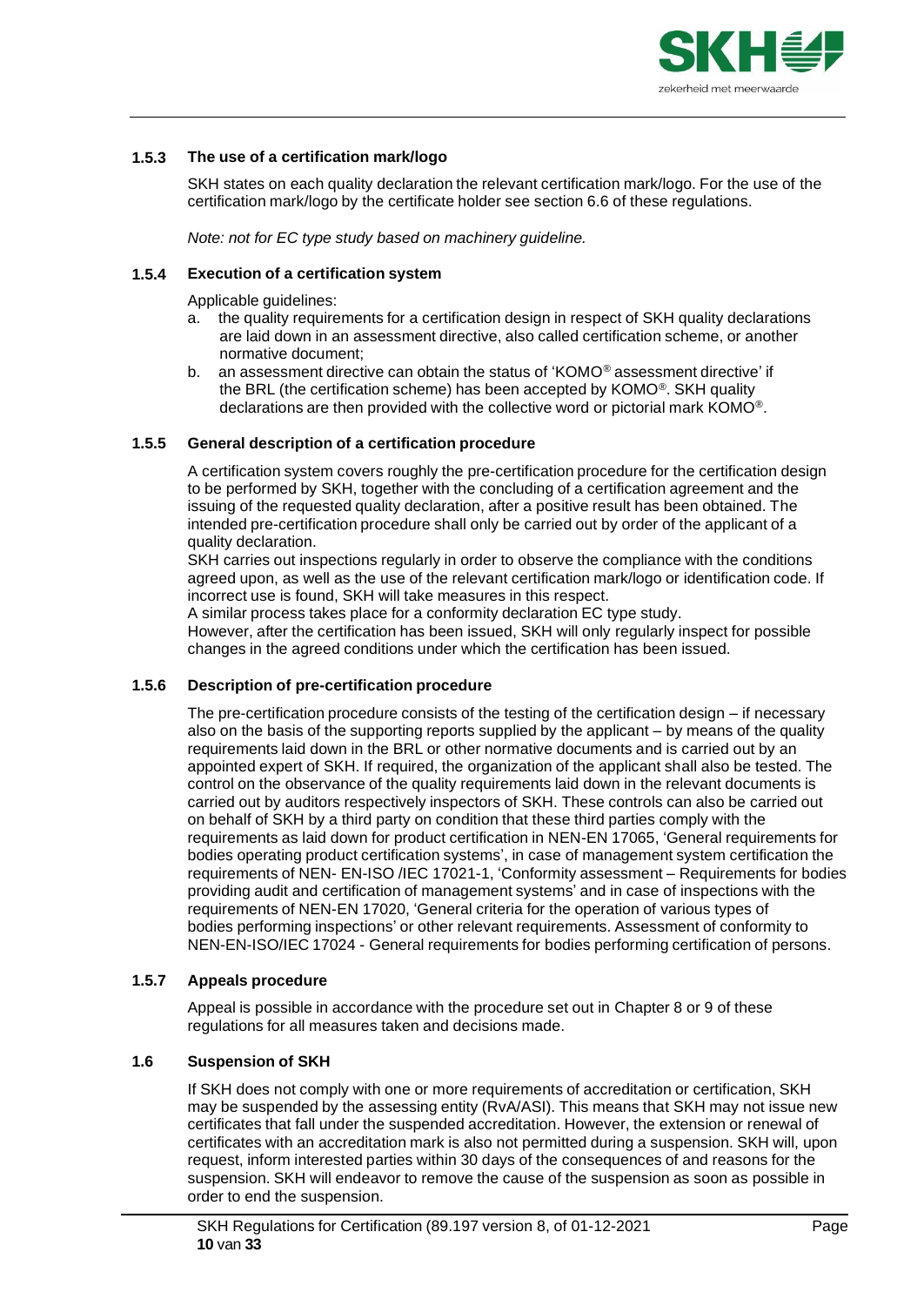### 1.5.3 The use of a certification mark/logo

SKH states on each quality declaration the relevant certification mark/logo. For the use of the certification mark/logo by the certificate holder see section 6.6 of these regulations.

*Note: not for EC type study based on machinery guideline.*

### 1.5.4 Execution of a certification system

Applicable guidelines:

a. the quality requirements for a certification design in respect of SKH quality declarations are laid down in an assessment directive, also called certification scheme, or another normative document;
b. an assessment directive can obtain the status of 'KOMO® assessment directive' if the BRL (the certification scheme) has been accepted by KOMO®. SKH quality declarations are then provided with the collective word or pictorial mark KOMO®.

### 1.5.5 General description of a certification procedure

A certification system covers roughly the pre-certification procedure for the certification design to be performed by SKH, together with the concluding of a certification agreement and the issuing of the requested quality declaration, after a positive result has been obtained. The intended pre-certification procedure shall only be carried out by order of the applicant of a quality declaration.
SKH carries out inspections regularly in order to observe the compliance with the conditions agreed upon, as well as the use of the relevant certification mark/logo or identification code. If incorrect use is found, SKH will take measures in this respect.
A similar process takes place for a conformity declaration EC type study.
However, after the certification has been issued, SKH will only regularly inspect for possible changes in the agreed conditions under which the certification has been issued.

### 1.5.6 Description of pre-certification procedure

The pre-certification procedure consists of the testing of the certification design – if necessary also on the basis of the supporting reports supplied by the applicant – by means of the quality requirements laid down in the BRL or other normative documents and is carried out by an appointed expert of SKH. If required, the organization of the applicant shall also be tested. The control on the observance of the quality requirements laid down in the relevant documents is carried out by auditors respectively inspectors of SKH. These controls can also be carried out on behalf of SKH by a third party on condition that these third parties comply with the requirements as laid down for product certification in NEN-EN 17065, 'General requirements for bodies operating product certification systems', in case of management system certification the requirements of NEN- EN-ISO /IEC 17021-1, 'Conformity assessment – Requirements for bodies providing audit and certification of management systems' and in case of inspections with the requirements of NEN-EN 17020, 'General criteria for the operation of various types of bodies performing inspections' or other relevant requirements. Assessment of conformity to NEN-EN-ISO/IEC 17024 - General requirements for bodies performing certification of persons.

### 1.5.7 Appeals procedure

Appeal is possible in accordance with the procedure set out in Chapter 8 or 9 of these regulations for all measures taken and decisions made.

## 1.6 Suspension of SKH

If SKH does not comply with one or more requirements of accreditation or certification, SKH may be suspended by the assessing entity (RvA/ASI). This means that SKH may not issue new certificates that fall under the suspended accreditation. However, the extension or renewal of certificates with an accreditation mark is also not permitted during a suspension. SKH will, upon request, inform interested parties within 30 days of the consequences of and reasons for the suspension. SKH will endeavor to remove the cause of the suspension as soon as possible in order to end the suspension.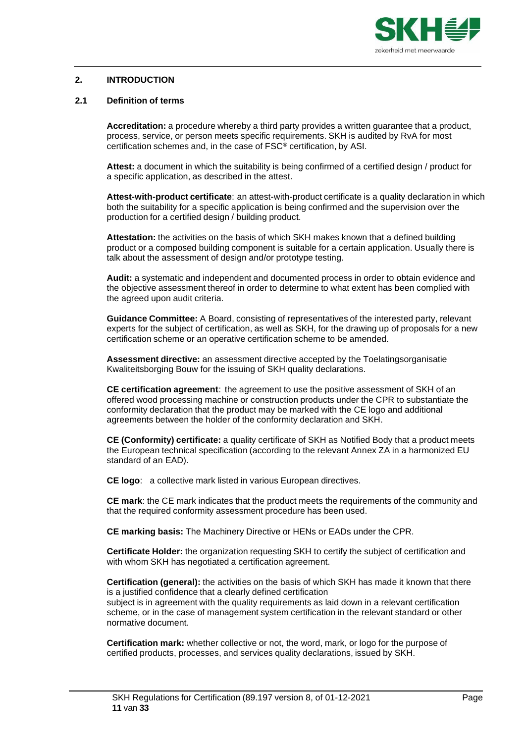## 2. INTRODUCTION

### 2.1 Definition of terms

**Accreditation:** a procedure whereby a third party provides a written guarantee that a product, process, service, or person meets specific requirements. SKH is audited by RvA for most certification schemes and, in the case of FSC® certification, by ASI.

**Attest:** a document in which the suitability is being confirmed of a certified design / product for a specific application, as described in the attest.

**Attest-with-product certificate**: an attest-with-product certificate is a quality declaration in which both the suitability for a specific application is being confirmed and the supervision over the production for a certified design / building product.

**Attestation:** the activities on the basis of which SKH makes known that a defined building product or a composed building component is suitable for a certain application. Usually there is talk about the assessment of design and/or prototype testing.

**Audit:** a systematic and independent and documented process in order to obtain evidence and the objective assessment thereof in order to determine to what extent has been complied with the agreed upon audit criteria.

**Guidance Committee:** A Board, consisting of representatives of the interested party, relevant experts for the subject of certification, as well as SKH, for the drawing up of proposals for a new certification scheme or an operative certification scheme to be amended.

**Assessment directive:** an assessment directive accepted by the Toelatingsorganisatie Kwaliteitsborging Bouw for the issuing of SKH quality declarations.

**CE certification agreement**: the agreement to use the positive assessment of SKH of an offered wood processing machine or construction products under the CPR to substantiate the conformity declaration that the product may be marked with the CE logo and additional agreements between the holder of the conformity declaration and SKH.

**CE (Conformity) certificate:** a quality certificate of SKH as Notified Body that a product meets the European technical specification (according to the relevant Annex ZA in a harmonized EU standard of an EAD).

**CE logo**: a collective mark listed in various European directives.

**CE mark**: the CE mark indicates that the product meets the requirements of the community and that the required conformity assessment procedure has been used.

**CE marking basis:** The Machinery Directive or HENs or EADs under the CPR.

**Certificate Holder:** the organization requesting SKH to certify the subject of certification and with whom SKH has negotiated a certification agreement.

**Certification (general):** the activities on the basis of which SKH has made it known that there is a justified confidence that a clearly defined certification subject is in agreement with the quality requirements as laid down in a relevant certification scheme, or in the case of management system certification in the relevant standard or other normative document.

**Certification mark:** whether collective or not, the word, mark, or logo for the purpose of certified products, processes, and services quality declarations, issued by SKH.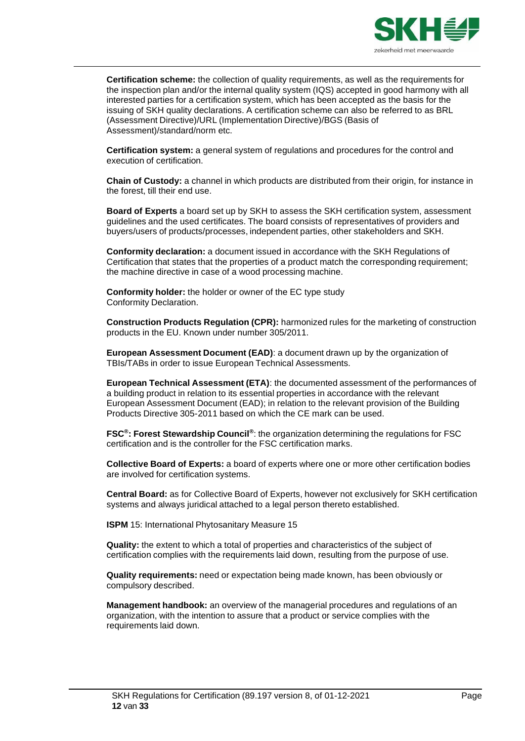**Certification scheme:** the collection of quality requirements, as well as the requirements for the inspection plan and/or the internal quality system (IQS) accepted in good harmony with all interested parties for a certification system, which has been accepted as the basis for the issuing of SKH quality declarations. A certification scheme can also be referred to as BRL (Assessment Directive)/URL (Implementation Directive)/BGS (Basis of Assessment)/standard/norm etc.

**Certification system:** a general system of regulations and procedures for the control and execution of certification.

**Chain of Custody:** a channel in which products are distributed from their origin, for instance in the forest, till their end use.

**Board of Experts** a board set up by SKH to assess the SKH certification system, assessment guidelines and the used certificates. The board consists of representatives of providers and buyers/users of products/processes, independent parties, other stakeholders and SKH.

**Conformity declaration:** a document issued in accordance with the SKH Regulations of Certification that states that the properties of a product match the corresponding requirement; the machine directive in case of a wood processing machine.

**Conformity holder:** the holder or owner of the EC type study Conformity Declaration.

**Construction Products Regulation (CPR):** harmonized rules for the marketing of construction products in the EU. Known under number 305/2011.

**European Assessment Document (EAD)**: a document drawn up by the organization of TBIs/TABs in order to issue European Technical Assessments.

**European Technical Assessment (ETA)**: the documented assessment of the performances of a building product in relation to its essential properties in accordance with the relevant European Assessment Document (EAD); in relation to the relevant provision of the Building Products Directive 305-2011 based on which the CE mark can be used.

**FSC®: Forest Stewardship Council®**: the organization determining the regulations for FSC certification and is the controller for the FSC certification marks.

**Collective Board of Experts:** a board of experts where one or more other certification bodies are involved for certification systems.

**Central Board:** as for Collective Board of Experts, however not exclusively for SKH certification systems and always juridical attached to a legal person thereto established.

**ISPM** 15: International Phytosanitary Measure 15

**Quality:** the extent to which a total of properties and characteristics of the subject of certification complies with the requirements laid down, resulting from the purpose of use.

**Quality requirements:** need or expectation being made known, has been obviously or compulsory described.

**Management handbook:** an overview of the managerial procedures and regulations of an organization, with the intention to assure that a product or service complies with the requirements laid down.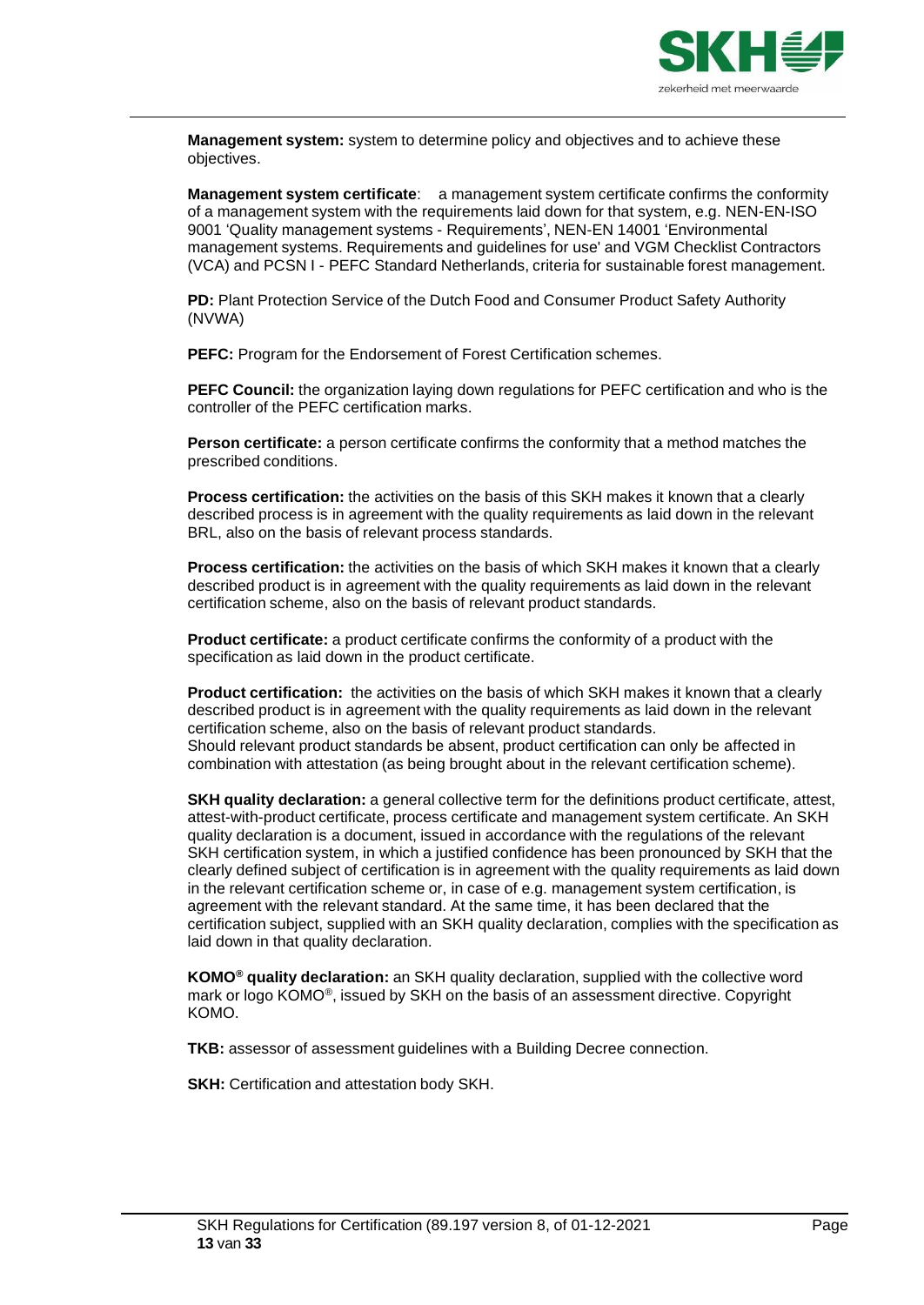**Management system:** system to determine policy and objectives and to achieve these objectives.

**Management system certificate**: a management system certificate confirms the conformity of a management system with the requirements laid down for that system, e.g. NEN-EN-ISO 9001 'Quality management systems - Requirements', NEN-EN 14001 'Environmental management systems. Requirements and guidelines for use' and VGM Checklist Contractors (VCA) and PCSN I - PEFC Standard Netherlands, criteria for sustainable forest management.

**PD:** Plant Protection Service of the Dutch Food and Consumer Product Safety Authority (NVWA)

**PEFC:** Program for the Endorsement of Forest Certification schemes.

**PEFC Council:** the organization laying down regulations for PEFC certification and who is the controller of the PEFC certification marks.

**Person certificate:** a person certificate confirms the conformity that a method matches the prescribed conditions.

**Process certification:** the activities on the basis of this SKH makes it known that a clearly described process is in agreement with the quality requirements as laid down in the relevant BRL, also on the basis of relevant process standards.

**Process certification:** the activities on the basis of which SKH makes it known that a clearly described product is in agreement with the quality requirements as laid down in the relevant certification scheme, also on the basis of relevant product standards.

**Product certificate:** a product certificate confirms the conformity of a product with the specification as laid down in the product certificate.

**Product certification:** the activities on the basis of which SKH makes it known that a clearly described product is in agreement with the quality requirements as laid down in the relevant certification scheme, also on the basis of relevant product standards.
Should relevant product standards be absent, product certification can only be affected in combination with attestation (as being brought about in the relevant certification scheme).

**SKH quality declaration:** a general collective term for the definitions product certificate, attest, attest-with-product certificate, process certificate and management system certificate. An SKH quality declaration is a document, issued in accordance with the regulations of the relevant SKH certification system, in which a justified confidence has been pronounced by SKH that the clearly defined subject of certification is in agreement with the quality requirements as laid down in the relevant certification scheme or, in case of e.g. management system certification, is agreement with the relevant standard. At the same time, it has been declared that the certification subject, supplied with an SKH quality declaration, complies with the specification as laid down in that quality declaration.

**KOMO® quality declaration:** an SKH quality declaration, supplied with the collective word mark or logo KOMO®, issued by SKH on the basis of an assessment directive. Copyright KOMO.

**TKB:** assessor of assessment guidelines with a Building Decree connection.

**SKH:** Certification and attestation body SKH.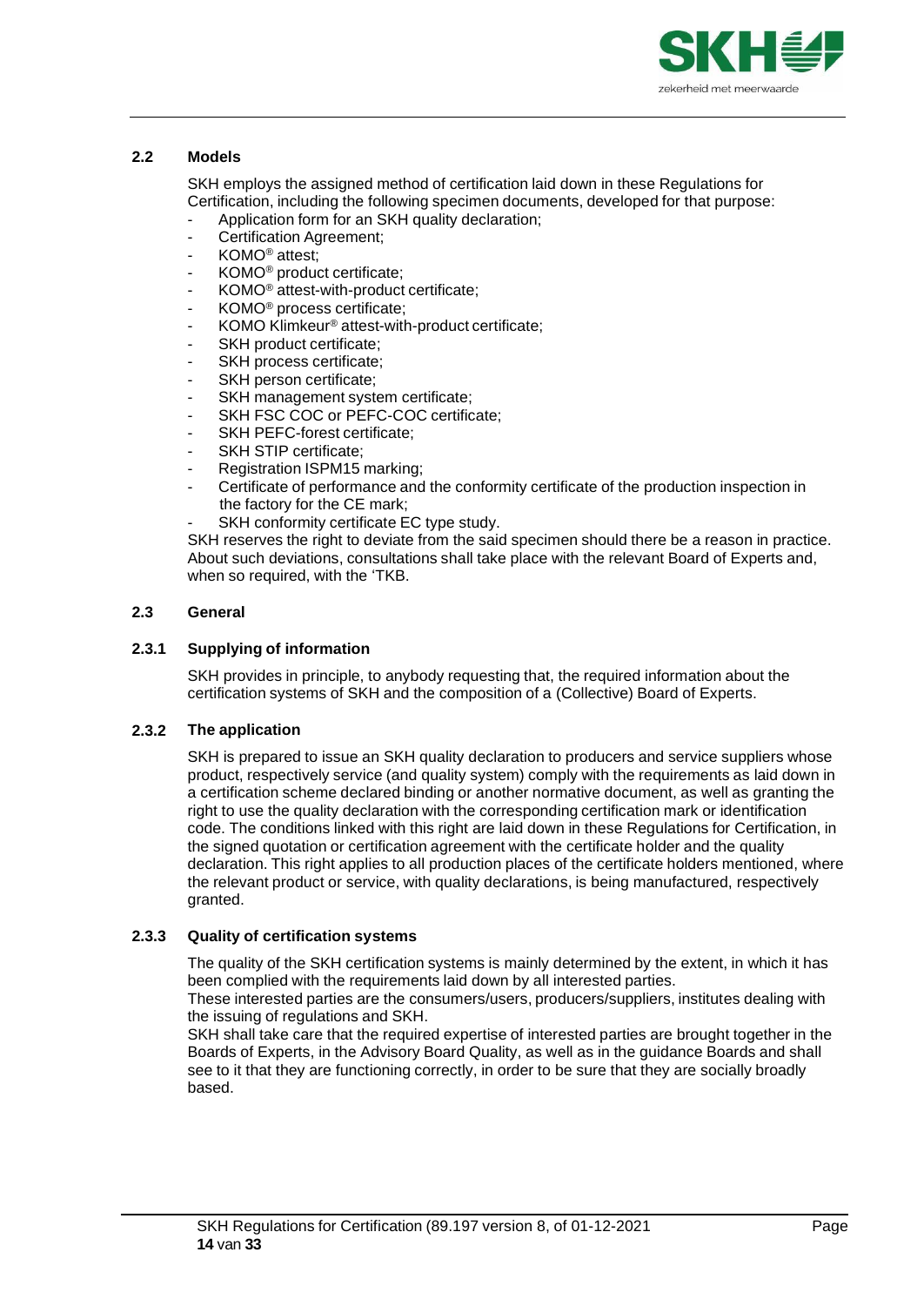## 2.2 Models

SKH employs the assigned method of certification laid down in these Regulations for Certification, including the following specimen documents, developed for that purpose:

- Application form for an SKH quality declaration;
- Certification Agreement;
- KOMO® attest;
- KOMO® product certificate;
- KOMO® attest-with-product certificate;
- KOMO® process certificate;
- KOMO Klimkeur® attest-with-product certificate;
- SKH product certificate;
- SKH process certificate;
- SKH person certificate;
- SKH management system certificate;
- SKH FSC COC or PEFC-COC certificate;
- SKH PEFC-forest certificate;
- SKH STIP certificate;
- Registration ISPM15 marking;
- Certificate of performance and the conformity certificate of the production inspection in the factory for the CE mark;
- SKH conformity certificate EC type study.

SKH reserves the right to deviate from the said specimen should there be a reason in practice. About such deviations, consultations shall take place with the relevant Board of Experts and, when so required, with the 'TKB.

## 2.3 General

### 2.3.1 Supplying of information

SKH provides in principle, to anybody requesting that, the required information about the certification systems of SKH and the composition of a (Collective) Board of Experts.

### 2.3.2 The application

SKH is prepared to issue an SKH quality declaration to producers and service suppliers whose product, respectively service (and quality system) comply with the requirements as laid down in a certification scheme declared binding or another normative document, as well as granting the right to use the quality declaration with the corresponding certification mark or identification code. The conditions linked with this right are laid down in these Regulations for Certification, in the signed quotation or certification agreement with the certificate holder and the quality declaration. This right applies to all production places of the certificate holders mentioned, where the relevant product or service, with quality declarations, is being manufactured, respectively granted.

### 2.3.3 Quality of certification systems

The quality of the SKH certification systems is mainly determined by the extent, in which it has been complied with the requirements laid down by all interested parties.
These interested parties are the consumers/users, producers/suppliers, institutes dealing with the issuing of regulations and SKH.
SKH shall take care that the required expertise of interested parties are brought together in the Boards of Experts, in the Advisory Board Quality, as well as in the guidance Boards and shall see to it that they are functioning correctly, in order to be sure that they are socially broadly based.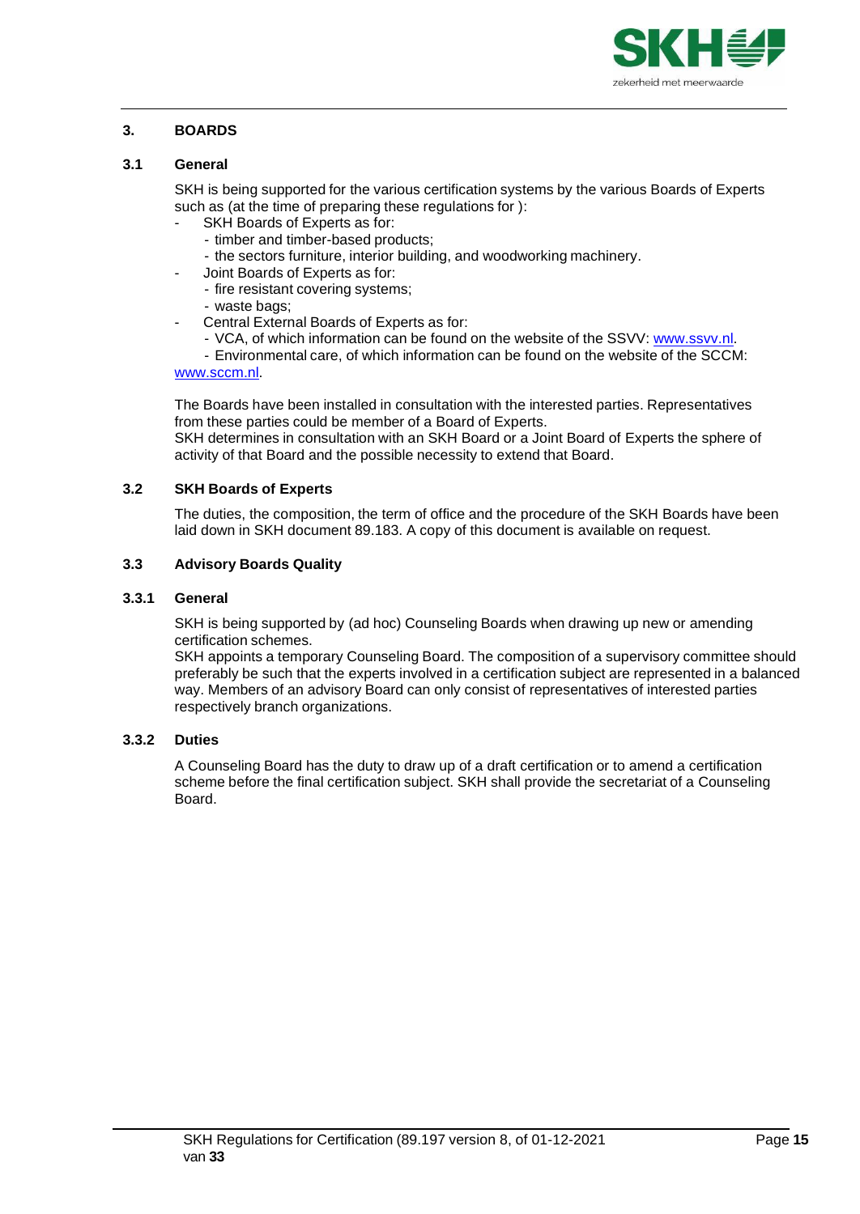## 3. BOARDS

### 3.1 General

SKH is being supported for the various certification systems by the various Boards of Experts such as (at the time of preparing these regulations for ):

- SKH Boards of Experts as for:
  - timber and timber-based products;
  - the sectors furniture, interior building, and woodworking machinery.
- Joint Boards of Experts as for:
  - fire resistant covering systems;
  - waste bags;
- Central External Boards of Experts as for:
  - VCA, of which information can be found on the website of the SSVV: www.ssvv.nl.
  - Environmental care, of which information can be found on the website of the SCCM: www.sccm.nl.

The Boards have been installed in consultation with the interested parties. Representatives from these parties could be member of a Board of Experts.
SKH determines in consultation with an SKH Board or a Joint Board of Experts the sphere of activity of that Board and the possible necessity to extend that Board.

### 3.2 SKH Boards of Experts

The duties, the composition, the term of office and the procedure of the SKH Boards have been laid down in SKH document 89.183. A copy of this document is available on request.

### 3.3 Advisory Boards Quality

#### 3.3.1 General

SKH is being supported by (ad hoc) Counseling Boards when drawing up new or amending certification schemes.
SKH appoints a temporary Counseling Board. The composition of a supervisory committee should preferably be such that the experts involved in a certification subject are represented in a balanced way. Members of an advisory Board can only consist of representatives of interested parties respectively branch organizations.

#### 3.3.2 Duties

A Counseling Board has the duty to draw up of a draft certification or to amend a certification scheme before the final certification subject. SKH shall provide the secretariat of a Counseling Board.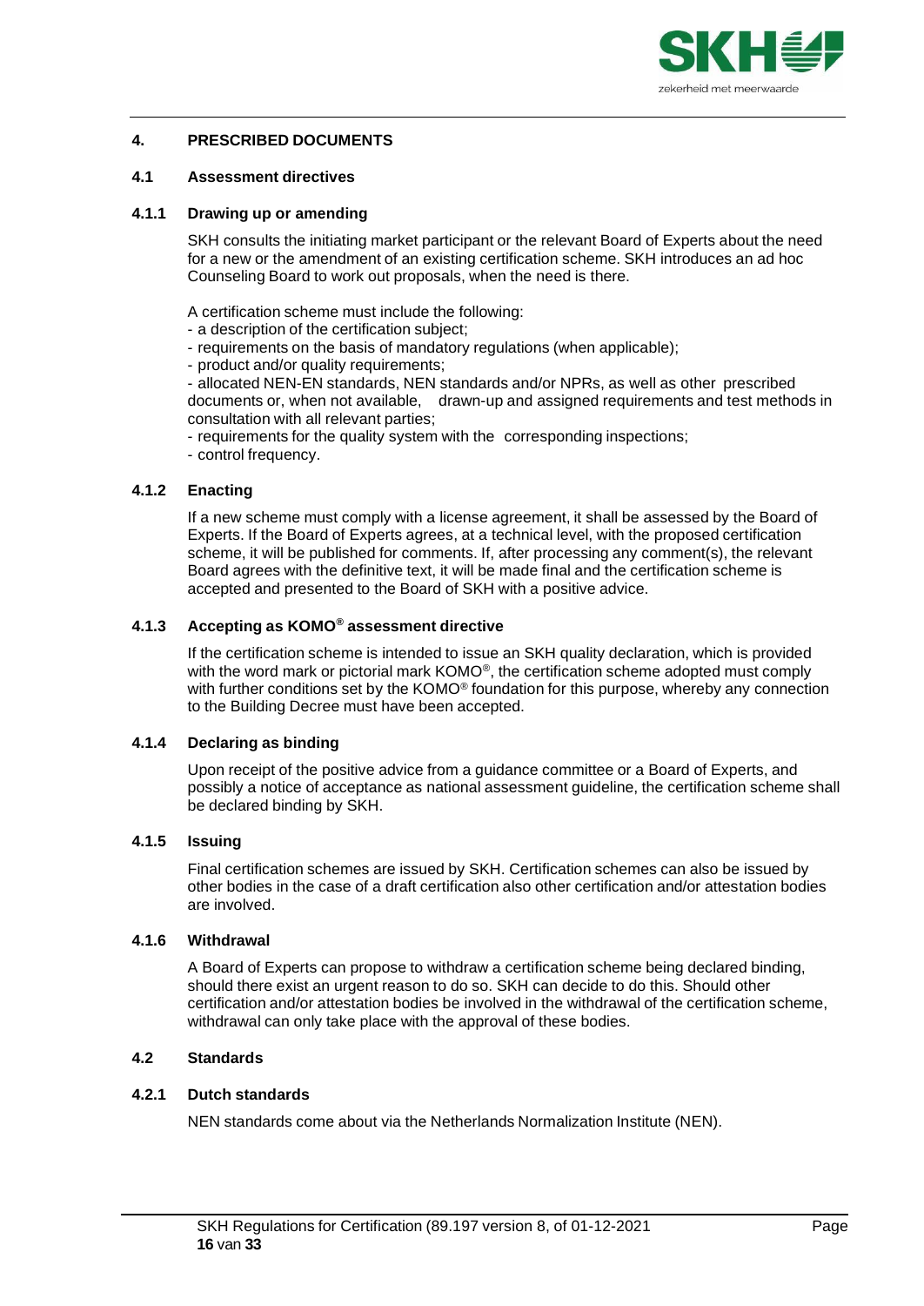## 4. PRESCRIBED DOCUMENTS

### 4.1 Assessment directives

#### 4.1.1 Drawing up or amending

SKH consults the initiating market participant or the relevant Board of Experts about the need for a new or the amendment of an existing certification scheme. SKH introduces an ad hoc Counseling Board to work out proposals, when the need is there.

A certification scheme must include the following:
- a description of the certification subject;
- requirements on the basis of mandatory regulations (when applicable);
- product and/or quality requirements;
- allocated NEN-EN standards, NEN standards and/or NPRs, as well as other prescribed documents or, when not available, drawn-up and assigned requirements and test methods in consultation with all relevant parties;
- requirements for the quality system with the corresponding inspections;
- control frequency.

#### 4.1.2 Enacting

If a new scheme must comply with a license agreement, it shall be assessed by the Board of Experts. If the Board of Experts agrees, at a technical level, with the proposed certification scheme, it will be published for comments. If, after processing any comment(s), the relevant Board agrees with the definitive text, it will be made final and the certification scheme is accepted and presented to the Board of SKH with a positive advice.

#### 4.1.3 Accepting as KOMO® assessment directive

If the certification scheme is intended to issue an SKH quality declaration, which is provided with the word mark or pictorial mark KOMO®, the certification scheme adopted must comply with further conditions set by the KOMO® foundation for this purpose, whereby any connection to the Building Decree must have been accepted.

#### 4.1.4 Declaring as binding

Upon receipt of the positive advice from a guidance committee or a Board of Experts, and possibly a notice of acceptance as national assessment guideline, the certification scheme shall be declared binding by SKH.

#### 4.1.5 Issuing

Final certification schemes are issued by SKH. Certification schemes can also be issued by other bodies in the case of a draft certification also other certification and/or attestation bodies are involved.

#### 4.1.6 Withdrawal

A Board of Experts can propose to withdraw a certification scheme being declared binding, should there exist an urgent reason to do so. SKH can decide to do this. Should other certification and/or attestation bodies be involved in the withdrawal of the certification scheme, withdrawal can only take place with the approval of these bodies.

### 4.2 Standards

#### 4.2.1 Dutch standards

NEN standards come about via the Netherlands Normalization Institute (NEN).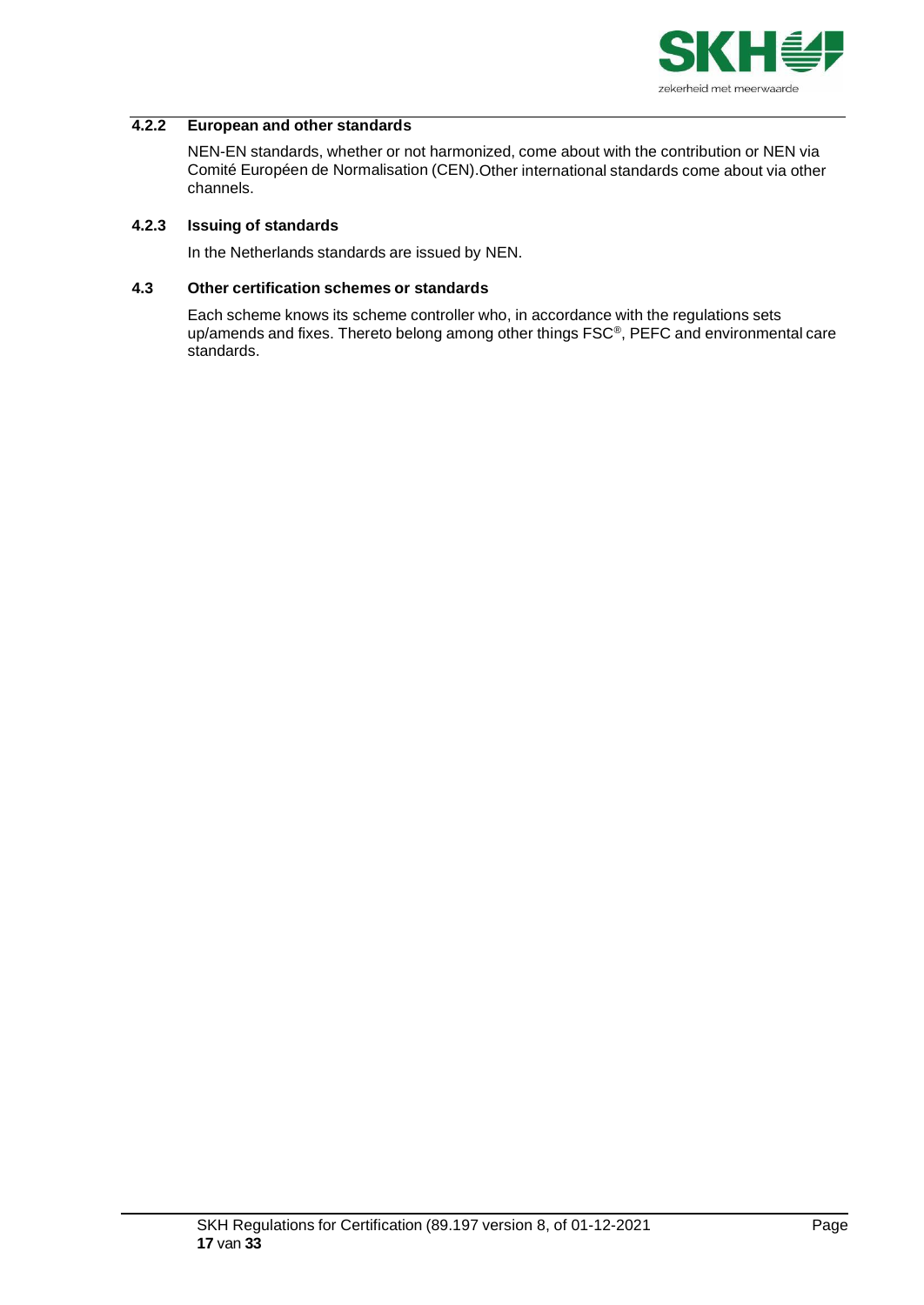### 4.2.2 European and other standards

NEN-EN standards, whether or not harmonized, come about with the contribution or NEN via Comité Européen de Normalisation (CEN).Other international standards come about via other channels.

### 4.2.3 Issuing of standards

In the Netherlands standards are issued by NEN.

## 4.3 Other certification schemes or standards

Each scheme knows its scheme controller who, in accordance with the regulations sets up/amends and fixes. Thereto belong among other things FSC®, PEFC and environmental care standards.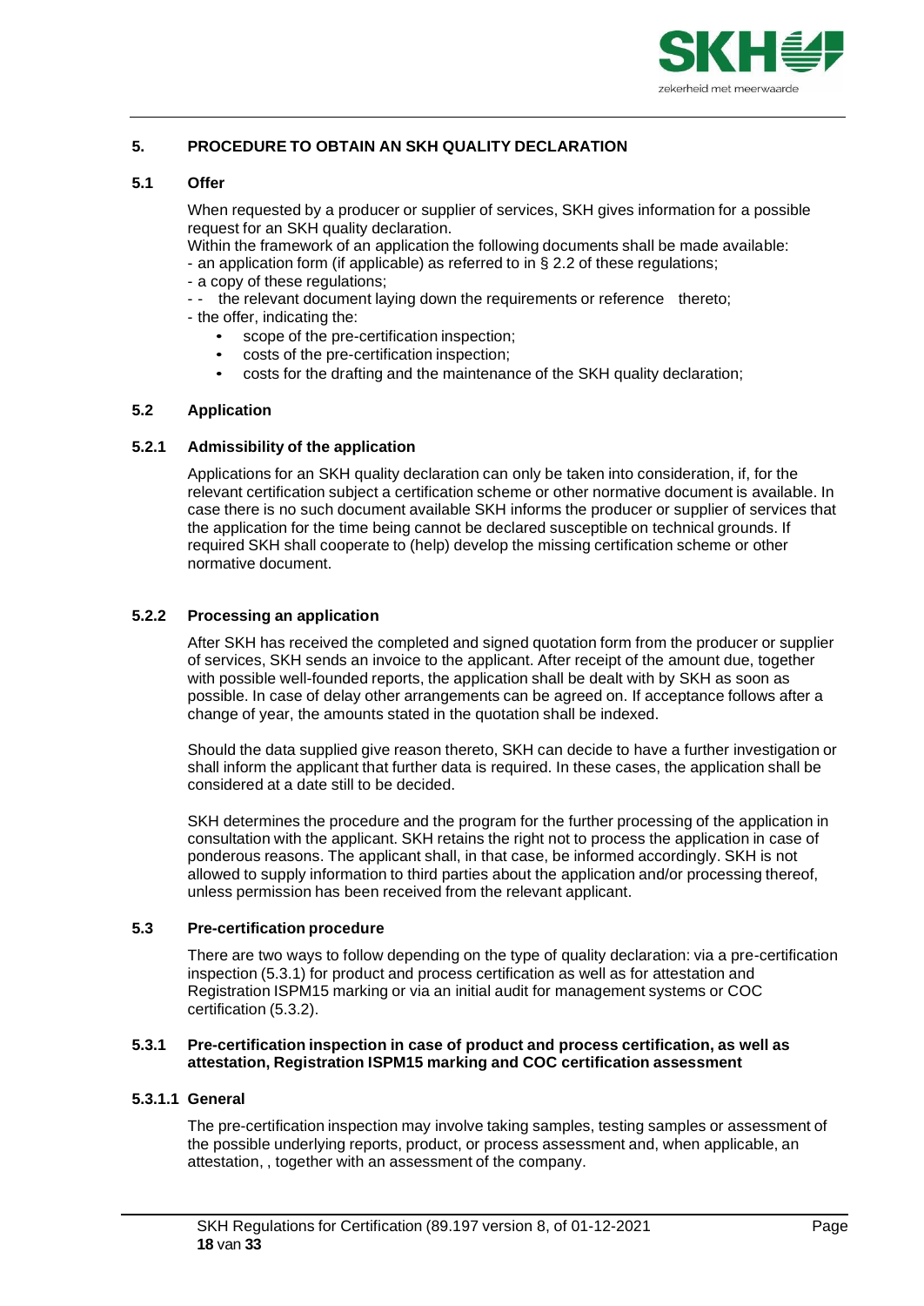## 5. PROCEDURE TO OBTAIN AN SKH QUALITY DECLARATION

### 5.1 Offer

When requested by a producer or supplier of services, SKH gives information for a possible request for an SKH quality declaration.

Within the framework of an application the following documents shall be made available:

- an application form (if applicable) as referred to in § 2.2 of these regulations;
- a copy of these regulations;
- the relevant document laying down the requirements or reference thereto;
- the offer, indicating the:
  - scope of the pre-certification inspection;
  - costs of the pre-certification inspection;
  - costs for the drafting and the maintenance of the SKH quality declaration;

### 5.2 Application

#### 5.2.1 Admissibility of the application

Applications for an SKH quality declaration can only be taken into consideration, if, for the relevant certification subject a certification scheme or other normative document is available. In case there is no such document available SKH informs the producer or supplier of services that the application for the time being cannot be declared susceptible on technical grounds. If required SKH shall cooperate to (help) develop the missing certification scheme or other normative document.

#### 5.2.2 Processing an application

After SKH has received the completed and signed quotation form from the producer or supplier of services, SKH sends an invoice to the applicant. After receipt of the amount due, together with possible well-founded reports, the application shall be dealt with by SKH as soon as possible. In case of delay other arrangements can be agreed on. If acceptance follows after a change of year, the amounts stated in the quotation shall be indexed.

Should the data supplied give reason thereto, SKH can decide to have a further investigation or shall inform the applicant that further data is required. In these cases, the application shall be considered at a date still to be decided.

SKH determines the procedure and the program for the further processing of the application in consultation with the applicant. SKH retains the right not to process the application in case of ponderous reasons. The applicant shall, in that case, be informed accordingly. SKH is not allowed to supply information to third parties about the application and/or processing thereof, unless permission has been received from the relevant applicant.

### 5.3 Pre-certification procedure

There are two ways to follow depending on the type of quality declaration: via a pre-certification inspection (5.3.1) for product and process certification as well as for attestation and Registration ISPM15 marking or via an initial audit for management systems or COC certification (5.3.2).

#### 5.3.1 Pre-certification inspection in case of product and process certification, as well as attestation, Registration ISPM15 marking and COC certification assessment

##### 5.3.1.1 General

The pre-certification inspection may involve taking samples, testing samples or assessment of the possible underlying reports, product, or process assessment and, when applicable, an attestation, , together with an assessment of the company.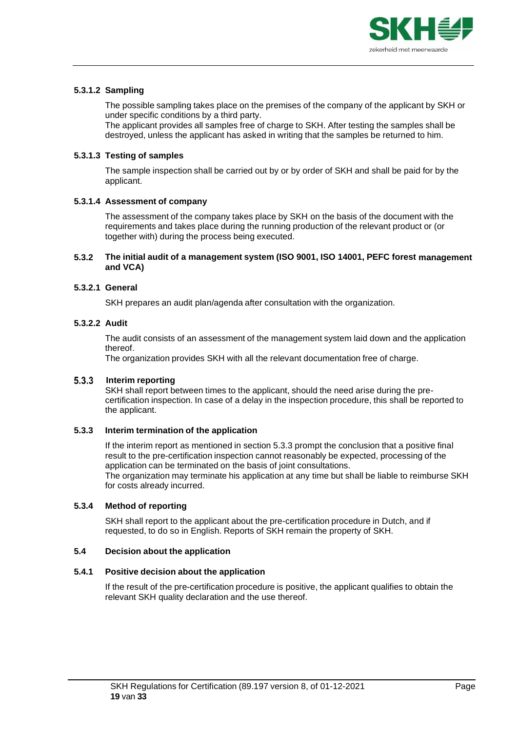#### 5.3.1.2 Sampling

The possible sampling takes place on the premises of the company of the applicant by SKH or under specific conditions by a third party.
The applicant provides all samples free of charge to SKH. After testing the samples shall be destroyed, unless the applicant has asked in writing that the samples be returned to him.

#### 5.3.1.3 Testing of samples

The sample inspection shall be carried out by or by order of SKH and shall be paid for by the applicant.

#### 5.3.1.4 Assessment of company

The assessment of the company takes place by SKH on the basis of the document with the requirements and takes place during the running production of the relevant product or (or together with) during the process being executed.

### 5.3.2 The initial audit of a management system (ISO 9001, ISO 14001, PEFC forest management and VCA)

#### 5.3.2.1 General

SKH prepares an audit plan/agenda after consultation with the organization.

#### 5.3.2.2 Audit

The audit consists of an assessment of the management system laid down and the application thereof.
The organization provides SKH with all the relevant documentation free of charge.

### 5.3.3 Interim reporting

SKH shall report between times to the applicant, should the need arise during the pre-certification inspection. In case of a delay in the inspection procedure, this shall be reported to the applicant.

### 5.3.3 Interim termination of the application

If the interim report as mentioned in section 5.3.3 prompt the conclusion that a positive final result to the pre-certification inspection cannot reasonably be expected, processing of the application can be terminated on the basis of joint consultations.
The organization may terminate his application at any time but shall be liable to reimburse SKH for costs already incurred.

### 5.3.4 Method of reporting

SKH shall report to the applicant about the pre-certification procedure in Dutch, and if requested, to do so in English. Reports of SKH remain the property of SKH.

## 5.4 Decision about the application

### 5.4.1 Positive decision about the application

If the result of the pre-certification procedure is positive, the applicant qualifies to obtain the relevant SKH quality declaration and the use thereof.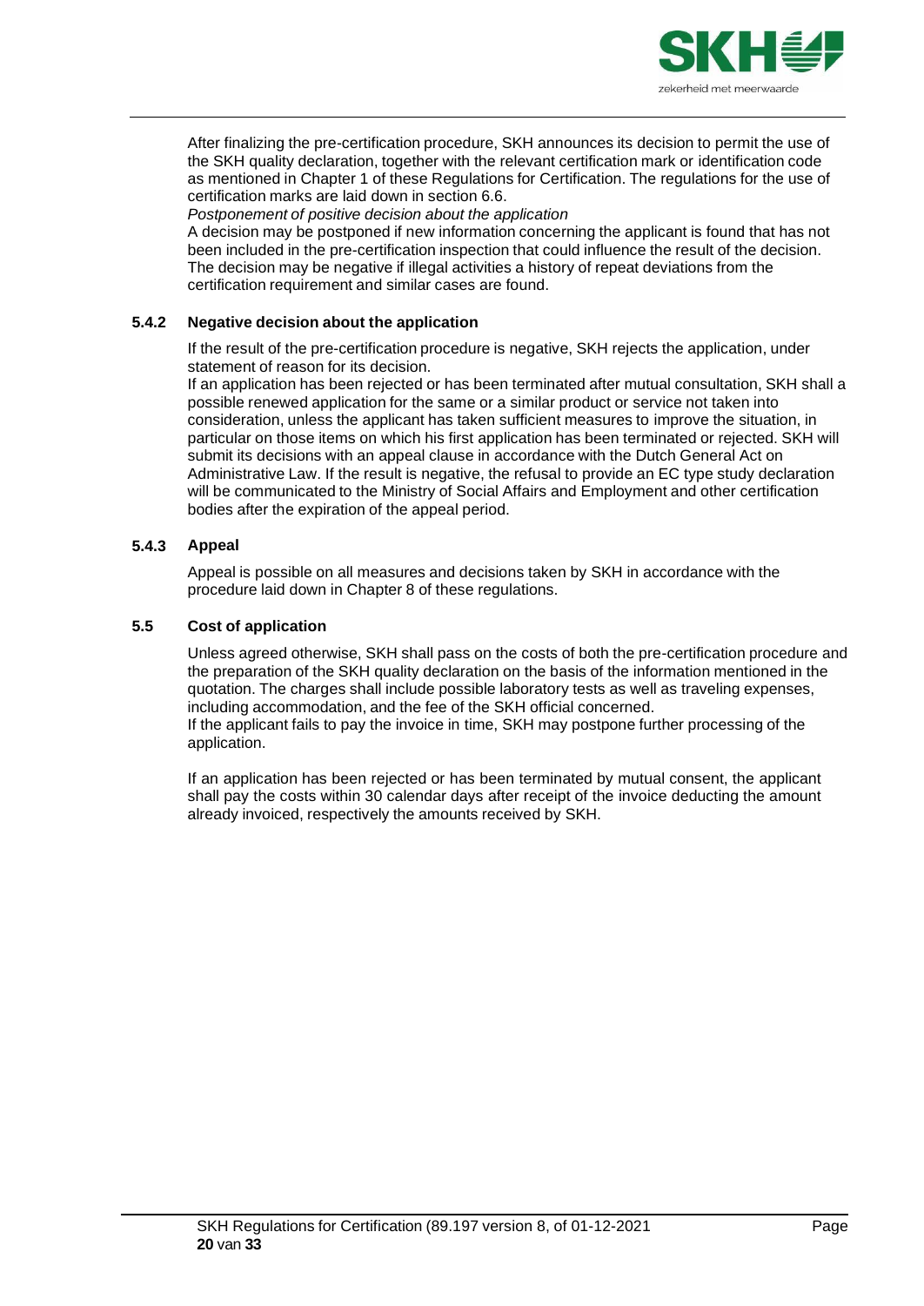After finalizing the pre-certification procedure, SKH announces its decision to permit the use of the SKH quality declaration, together with the relevant certification mark or identification code as mentioned in Chapter 1 of these Regulations for Certification. The regulations for the use of certification marks are laid down in section 6.6.

*Postponement of positive decision about the application*

A decision may be postponed if new information concerning the applicant is found that has not been included in the pre-certification inspection that could influence the result of the decision. The decision may be negative if illegal activities a history of repeat deviations from the certification requirement and similar cases are found.

### 5.4.2 Negative decision about the application

If the result of the pre-certification procedure is negative, SKH rejects the application, under statement of reason for its decision.

If an application has been rejected or has been terminated after mutual consultation, SKH shall a possible renewed application for the same or a similar product or service not taken into consideration, unless the applicant has taken sufficient measures to improve the situation, in particular on those items on which his first application has been terminated or rejected. SKH will submit its decisions with an appeal clause in accordance with the Dutch General Act on Administrative Law. If the result is negative, the refusal to provide an EC type study declaration will be communicated to the Ministry of Social Affairs and Employment and other certification bodies after the expiration of the appeal period.

### 5.4.3 Appeal

Appeal is possible on all measures and decisions taken by SKH in accordance with the procedure laid down in Chapter 8 of these regulations.

## 5.5 Cost of application

Unless agreed otherwise, SKH shall pass on the costs of both the pre-certification procedure and the preparation of the SKH quality declaration on the basis of the information mentioned in the quotation. The charges shall include possible laboratory tests as well as traveling expenses, including accommodation, and the fee of the SKH official concerned.

If the applicant fails to pay the invoice in time, SKH may postpone further processing of the application.

If an application has been rejected or has been terminated by mutual consent, the applicant shall pay the costs within 30 calendar days after receipt of the invoice deducting the amount already invoiced, respectively the amounts received by SKH.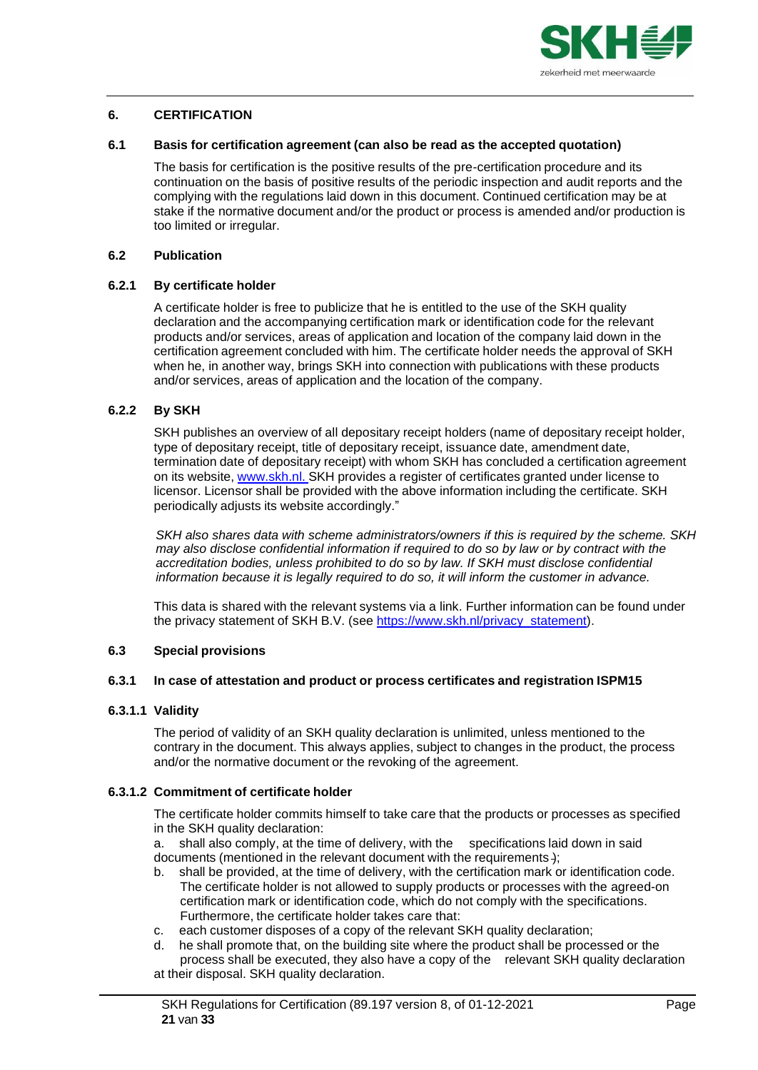## 6. CERTIFICATION

### 6.1 Basis for certification agreement (can also be read as the accepted quotation)

The basis for certification is the positive results of the pre-certification procedure and its continuation on the basis of positive results of the periodic inspection and audit reports and the complying with the regulations laid down in this document. Continued certification may be at stake if the normative document and/or the product or process is amended and/or production is too limited or irregular.

### 6.2 Publication

#### 6.2.1 By certificate holder

A certificate holder is free to publicize that he is entitled to the use of the SKH quality declaration and the accompanying certification mark or identification code for the relevant products and/or services, areas of application and location of the company laid down in the certification agreement concluded with him. The certificate holder needs the approval of SKH when he, in another way, brings SKH into connection with publications with these products and/or services, areas of application and the location of the company.

#### 6.2.2 By SKH

SKH publishes an overview of all depositary receipt holders (name of depositary receipt holder, type of depositary receipt, title of depositary receipt, issuance date, amendment date, termination date of depositary receipt) with whom SKH has concluded a certification agreement on its website, [www.skh.nl.](http://www.skh.nl) SKH provides a register of certificates granted under license to licensor. Licensor shall be provided with the above information including the certificate. SKH periodically adjusts its website accordingly."

*SKH also shares data with scheme administrators/owners if this is required by the scheme. SKH may also disclose confidential information if required to do so by law or by contract with the accreditation bodies, unless prohibited to do so by law. If SKH must disclose confidential information because it is legally required to do so, it will inform the customer in advance.*

This data is shared with the relevant systems via a link. Further information can be found under the privacy statement of SKH B.V. (see [https://www.skh.nl/privacy_statement](https://www.skh.nl/privacy_statement)).

### 6.3 Special provisions

#### 6.3.1 In case of attestation and product or process certificates and registration ISPM15

##### 6.3.1.1 Validity

The period of validity of an SKH quality declaration is unlimited, unless mentioned to the contrary in the document. This always applies, subject to changes in the product, the process and/or the normative document or the revoking of the agreement.

##### 6.3.1.2 Commitment of certificate holder

The certificate holder commits himself to take care that the products or processes as specified in the SKH quality declaration:

a. shall also comply, at the time of delivery, with the specifications laid down in said documents (mentioned in the relevant document with the requirements );
b. shall be provided, at the time of delivery, with the certification mark or identification code. The certificate holder is not allowed to supply products or processes with the agreed-on certification mark or identification code, which do not comply with the specifications. Furthermore, the certificate holder takes care that:
c. each customer disposes of a copy of the relevant SKH quality declaration;
d. he shall promote that, on the building site where the product shall be processed or the process shall be executed, they also have a copy of the relevant SKH quality declaration at their disposal. SKH quality declaration.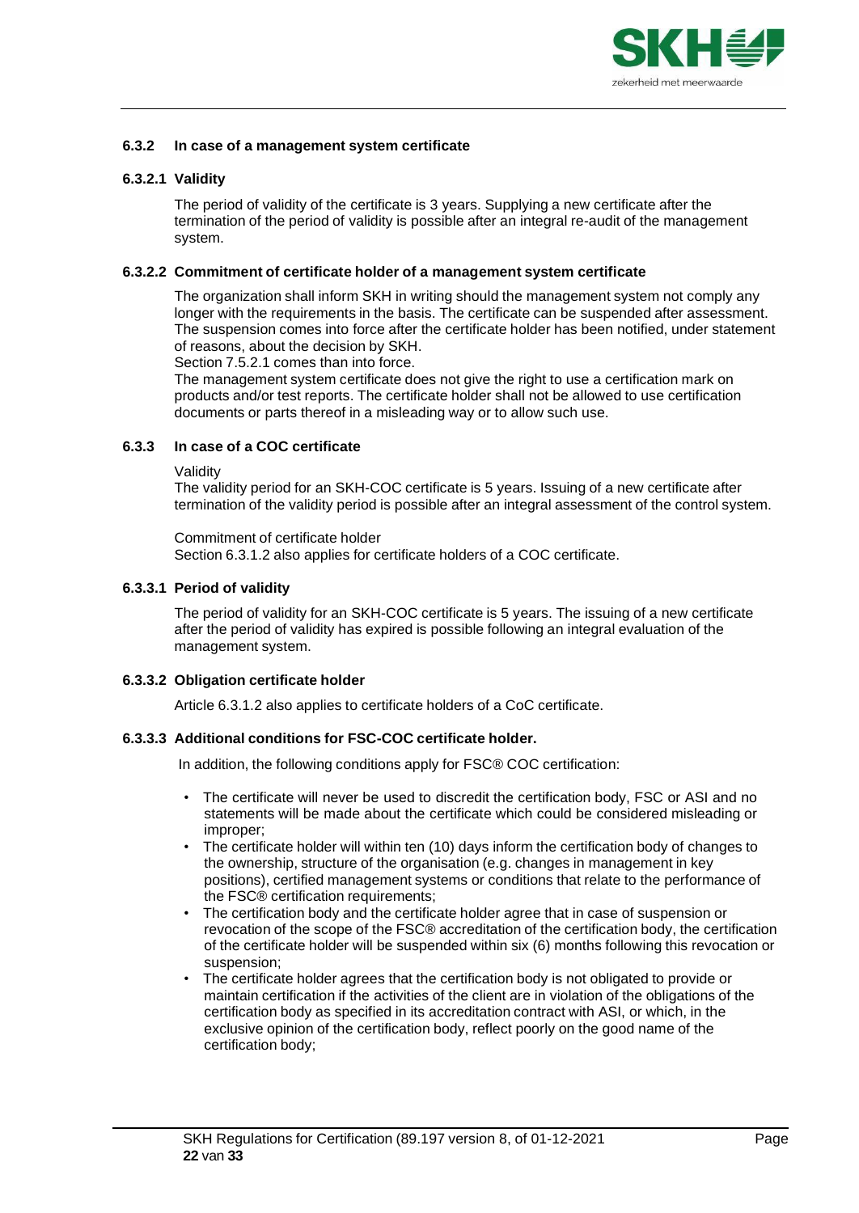### 6.3.2 In case of a management system certificate

#### 6.3.2.1 Validity

The period of validity of the certificate is 3 years. Supplying a new certificate after the termination of the period of validity is possible after an integral re-audit of the management system.

#### 6.3.2.2 Commitment of certificate holder of a management system certificate

The organization shall inform SKH in writing should the management system not comply any longer with the requirements in the basis. The certificate can be suspended after assessment. The suspension comes into force after the certificate holder has been notified, under statement of reasons, about the decision by SKH.
Section 7.5.2.1 comes than into force.
The management system certificate does not give the right to use a certification mark on products and/or test reports. The certificate holder shall not be allowed to use certification documents or parts thereof in a misleading way or to allow such use.

### 6.3.3 In case of a COC certificate

Validity
The validity period for an SKH-COC certificate is 5 years. Issuing of a new certificate after termination of the validity period is possible after an integral assessment of the control system.

Commitment of certificate holder
Section 6.3.1.2 also applies for certificate holders of a COC certificate.

#### 6.3.3.1 Period of validity

The period of validity for an SKH-COC certificate is 5 years. The issuing of a new certificate after the period of validity has expired is possible following an integral evaluation of the management system.

#### 6.3.3.2 Obligation certificate holder

Article 6.3.1.2 also applies to certificate holders of a CoC certificate.

#### 6.3.3.3 Additional conditions for FSC-COC certificate holder.

In addition, the following conditions apply for FSC® COC certification:

- The certificate will never be used to discredit the certification body, FSC or ASI and no statements will be made about the certificate which could be considered misleading or improper;
- The certificate holder will within ten (10) days inform the certification body of changes to the ownership, structure of the organisation (e.g. changes in management in key positions), certified management systems or conditions that relate to the performance of the FSC® certification requirements;
- The certification body and the certificate holder agree that in case of suspension or revocation of the scope of the FSC® accreditation of the certification body, the certification of the certificate holder will be suspended within six (6) months following this revocation or suspension;
- The certificate holder agrees that the certification body is not obligated to provide or maintain certification if the activities of the client are in violation of the obligations of the certification body as specified in its accreditation contract with ASI, or which, in the exclusive opinion of the certification body, reflect poorly on the good name of the certification body;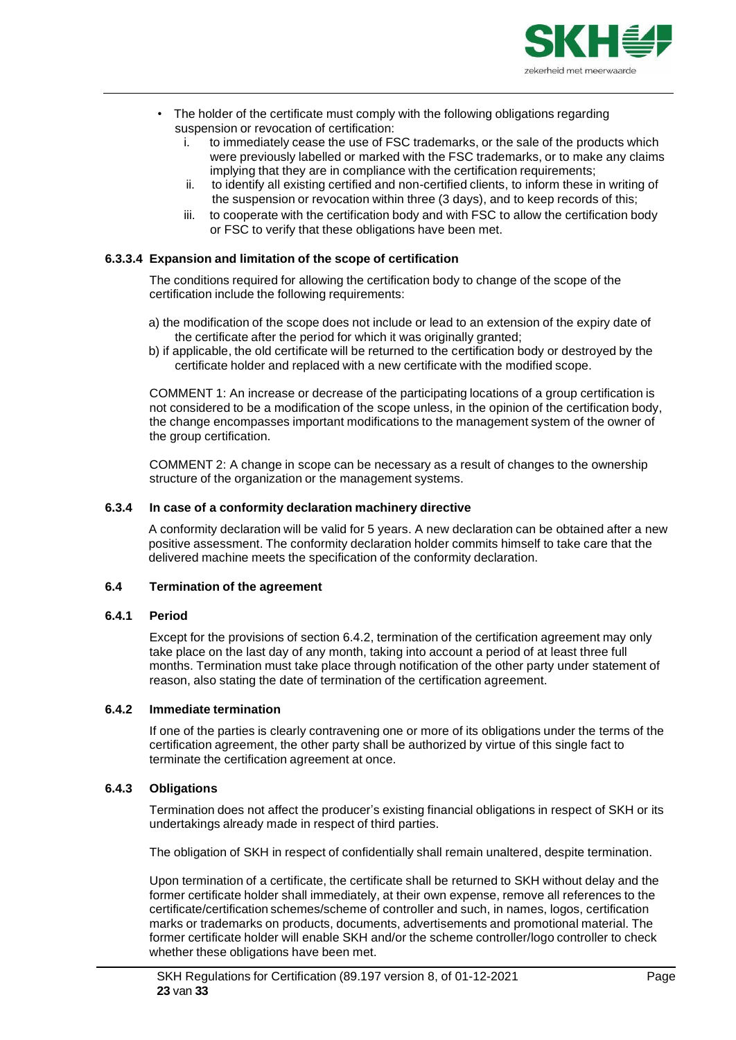- The holder of the certificate must comply with the following obligations regarding suspension or revocation of certification:
    i. to immediately cease the use of FSC trademarks, or the sale of the products which were previously labelled or marked with the FSC trademarks, or to make any claims implying that they are in compliance with the certification requirements;
    ii. to identify all existing certified and non-certified clients, to inform these in writing of the suspension or revocation within three (3 days), and to keep records of this;
    iii. to cooperate with the certification body and with FSC to allow the certification body or FSC to verify that these obligations have been met.

#### 6.3.3.4 Expansion and limitation of the scope of certification

The conditions required for allowing the certification body to change of the scope of the certification include the following requirements:

a) the modification of the scope does not include or lead to an extension of the expiry date of the certificate after the period for which it was originally granted;
b) if applicable, the old certificate will be returned to the certification body or destroyed by the certificate holder and replaced with a new certificate with the modified scope.

COMMENT 1: An increase or decrease of the participating locations of a group certification is not considered to be a modification of the scope unless, in the opinion of the certification body, the change encompasses important modifications to the management system of the owner of the group certification.

COMMENT 2: A change in scope can be necessary as a result of changes to the ownership structure of the organization or the management systems.

### 6.3.4 In case of a conformity declaration machinery directive

A conformity declaration will be valid for 5 years. A new declaration can be obtained after a new positive assessment. The conformity declaration holder commits himself to take care that the delivered machine meets the specification of the conformity declaration.

## 6.4 Termination of the agreement

### 6.4.1 Period

Except for the provisions of section 6.4.2, termination of the certification agreement may only take place on the last day of any month, taking into account a period of at least three full months. Termination must take place through notification of the other party under statement of reason, also stating the date of termination of the certification agreement.

### 6.4.2 Immediate termination

If one of the parties is clearly contravening one or more of its obligations under the terms of the certification agreement, the other party shall be authorized by virtue of this single fact to terminate the certification agreement at once.

### 6.4.3 Obligations

Termination does not affect the producer's existing financial obligations in respect of SKH or its undertakings already made in respect of third parties.

The obligation of SKH in respect of confidentially shall remain unaltered, despite termination.

Upon termination of a certificate, the certificate shall be returned to SKH without delay and the former certificate holder shall immediately, at their own expense, remove all references to the certificate/certification schemes/scheme of controller and such, in names, logos, certification marks or trademarks on products, documents, advertisements and promotional material. The former certificate holder will enable SKH and/or the scheme controller/logo controller to check whether these obligations have been met.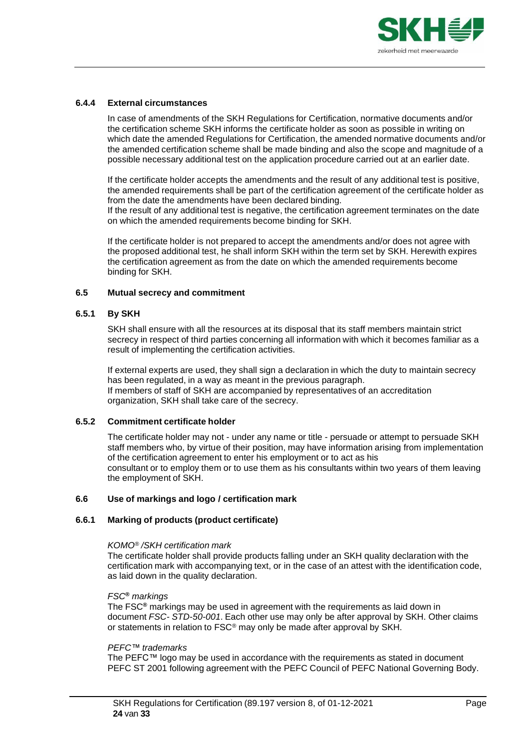#### 6.4.4 External circumstances

In case of amendments of the SKH Regulations for Certification, normative documents and/or the certification scheme SKH informs the certificate holder as soon as possible in writing on which date the amended Regulations for Certification, the amended normative documents and/or the amended certification scheme shall be made binding and also the scope and magnitude of a possible necessary additional test on the application procedure carried out at an earlier date.

If the certificate holder accepts the amendments and the result of any additional test is positive, the amended requirements shall be part of the certification agreement of the certificate holder as from the date the amendments have been declared binding.
If the result of any additional test is negative, the certification agreement terminates on the date on which the amended requirements become binding for SKH.

If the certificate holder is not prepared to accept the amendments and/or does not agree with the proposed additional test, he shall inform SKH within the term set by SKH. Herewith expires the certification agreement as from the date on which the amended requirements become binding for SKH.

### 6.5 Mutual secrecy and commitment

#### 6.5.1 By SKH

SKH shall ensure with all the resources at its disposal that its staff members maintain strict secrecy in respect of third parties concerning all information with which it becomes familiar as a result of implementing the certification activities.

If external experts are used, they shall sign a declaration in which the duty to maintain secrecy has been regulated, in a way as meant in the previous paragraph.
If members of staff of SKH are accompanied by representatives of an accreditation organization, SKH shall take care of the secrecy.

#### 6.5.2 Commitment certificate holder

The certificate holder may not - under any name or title - persuade or attempt to persuade SKH staff members who, by virtue of their position, may have information arising from implementation of the certification agreement to enter his employment or to act as his
consultant or to employ them or to use them as his consultants within two years of them leaving the employment of SKH.

### 6.6 Use of markings and logo / certification mark

#### 6.6.1 Marking of products (product certificate)

*KOMO® /SKH certification mark*
The certificate holder shall provide products falling under an SKH quality declaration with the certification mark with accompanying text, or in the case of an attest with the identification code, as laid down in the quality declaration.

*FSC® markings*
The FSC® markings may be used in agreement with the requirements as laid down in document *FSC- STD-50-001*. Each other use may only be after approval by SKH. Other claims or statements in relation to FSC® may only be made after approval by SKH.

*PEFC™ trademarks*
The PEFC™ logo may be used in accordance with the requirements as stated in document PEFC ST 2001 following agreement with the PEFC Council of PEFC National Governing Body.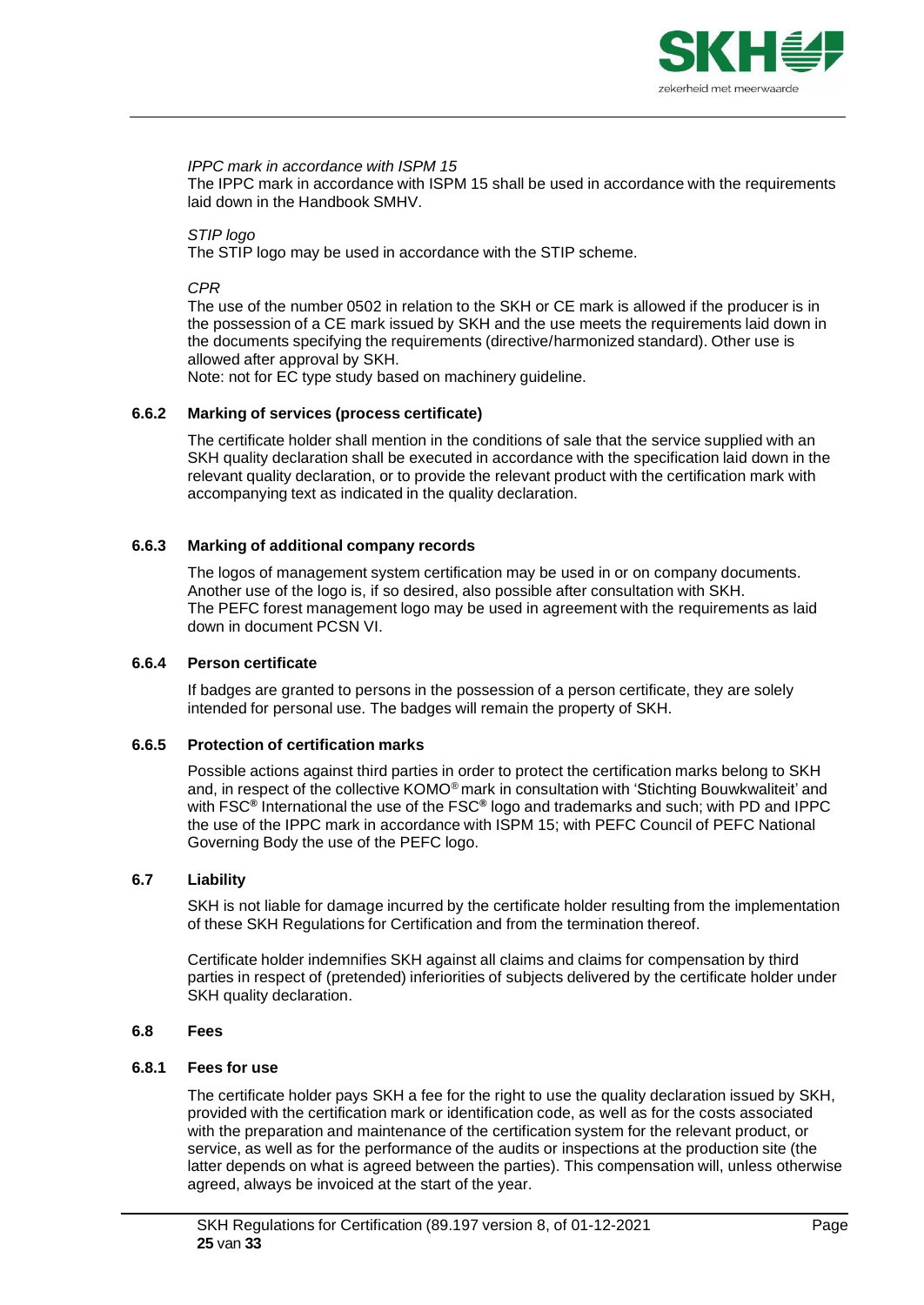*IPPC mark in accordance with ISPM 15*
The IPPC mark in accordance with ISPM 15 shall be used in accordance with the requirements laid down in the Handbook SMHV.

*STIP logo*
The STIP logo may be used in accordance with the STIP scheme.

*CPR*
The use of the number 0502 in relation to the SKH or CE mark is allowed if the producer is in the possession of a CE mark issued by SKH and the use meets the requirements laid down in the documents specifying the requirements (directive/harmonized standard). Other use is allowed after approval by SKH.
Note: not for EC type study based on machinery guideline.

### 6.6.2 Marking of services (process certificate)

The certificate holder shall mention in the conditions of sale that the service supplied with an SKH quality declaration shall be executed in accordance with the specification laid down in the relevant quality declaration, or to provide the relevant product with the certification mark with accompanying text as indicated in the quality declaration.

### 6.6.3 Marking of additional company records

The logos of management system certification may be used in or on company documents. Another use of the logo is, if so desired, also possible after consultation with SKH.
The PEFC forest management logo may be used in agreement with the requirements as laid down in document PCSN VI.

### 6.6.4 Person certificate

If badges are granted to persons in the possession of a person certificate, they are solely intended for personal use. The badges will remain the property of SKH.

### 6.6.5 Protection of certification marks

Possible actions against third parties in order to protect the certification marks belong to SKH and, in respect of the collective KOMO® mark in consultation with 'Stichting Bouwkwaliteit' and with FSC® International the use of the FSC® logo and trademarks and such; with PD and IPPC the use of the IPPC mark in accordance with ISPM 15; with PEFC Council of PEFC National Governing Body the use of the PEFC logo.

## 6.7 Liability

SKH is not liable for damage incurred by the certificate holder resulting from the implementation of these SKH Regulations for Certification and from the termination thereof.

Certificate holder indemnifies SKH against all claims and claims for compensation by third parties in respect of (pretended) inferiorities of subjects delivered by the certificate holder under SKH quality declaration.

## 6.8 Fees

### 6.8.1 Fees for use

The certificate holder pays SKH a fee for the right to use the quality declaration issued by SKH, provided with the certification mark or identification code, as well as for the costs associated with the preparation and maintenance of the certification system for the relevant product, or service, as well as for the performance of the audits or inspections at the production site (the latter depends on what is agreed between the parties). This compensation will, unless otherwise agreed, always be invoiced at the start of the year.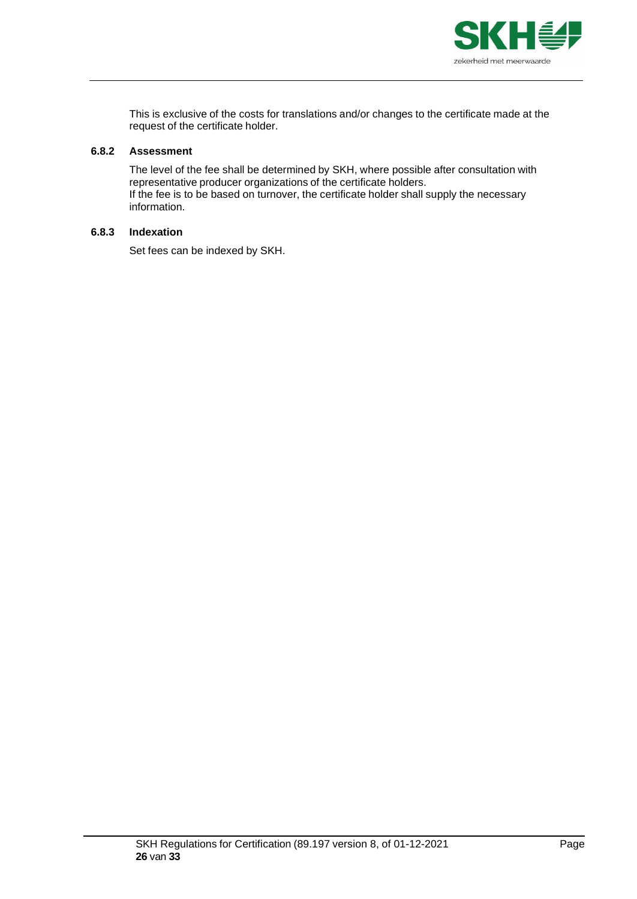This is exclusive of the costs for translations and/or changes to the certificate made at the request of the certificate holder.

### 6.8.2 Assessment

The level of the fee shall be determined by SKH, where possible after consultation with representative producer organizations of the certificate holders.
If the fee is to be based on turnover, the certificate holder shall supply the necessary information.

### 6.8.3 Indexation

Set fees can be indexed by SKH.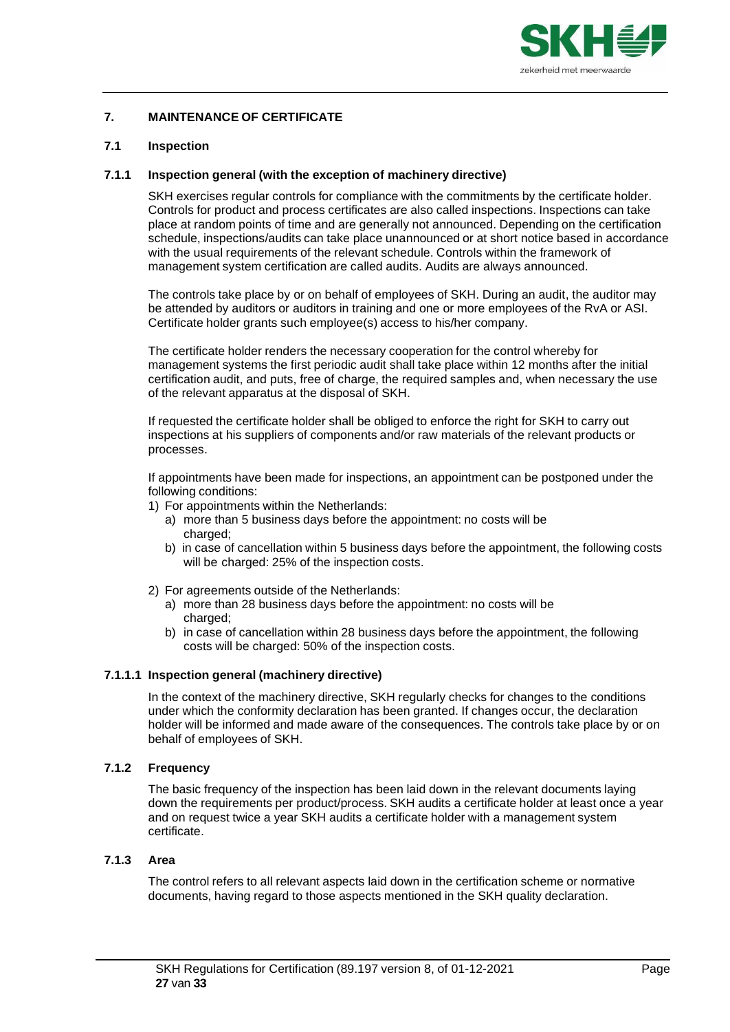## 7. MAINTENANCE OF CERTIFICATE

### 7.1 Inspection

#### 7.1.1 Inspection general (with the exception of machinery directive)

SKH exercises regular controls for compliance with the commitments by the certificate holder. Controls for product and process certificates are also called inspections. Inspections can take place at random points of time and are generally not announced. Depending on the certification schedule, inspections/audits can take place unannounced or at short notice based in accordance with the usual requirements of the relevant schedule. Controls within the framework of management system certification are called audits. Audits are always announced.

The controls take place by or on behalf of employees of SKH. During an audit, the auditor may be attended by auditors or auditors in training and one or more employees of the RvA or ASI. Certificate holder grants such employee(s) access to his/her company.

The certificate holder renders the necessary cooperation for the control whereby for management systems the first periodic audit shall take place within 12 months after the initial certification audit, and puts, free of charge, the required samples and, when necessary the use of the relevant apparatus at the disposal of SKH.

If requested the certificate holder shall be obliged to enforce the right for SKH to carry out inspections at his suppliers of components and/or raw materials of the relevant products or processes.

If appointments have been made for inspections, an appointment can be postponed under the following conditions:

1) For appointments within the Netherlands:
   a) more than 5 business days before the appointment: no costs will be charged;
   b) in case of cancellation within 5 business days before the appointment, the following costs will be charged: 25% of the inspection costs.

2) For agreements outside of the Netherlands:
   a) more than 28 business days before the appointment: no costs will be charged;
   b) in case of cancellation within 28 business days before the appointment, the following costs will be charged: 50% of the inspection costs.

##### 7.1.1.1 Inspection general (machinery directive)

In the context of the machinery directive, SKH regularly checks for changes to the conditions under which the conformity declaration has been granted. If changes occur, the declaration holder will be informed and made aware of the consequences. The controls take place by or on behalf of employees of SKH.

#### 7.1.2 Frequency

The basic frequency of the inspection has been laid down in the relevant documents laying down the requirements per product/process. SKH audits a certificate holder at least once a year and on request twice a year SKH audits a certificate holder with a management system certificate.

#### 7.1.3 Area

The control refers to all relevant aspects laid down in the certification scheme or normative documents, having regard to those aspects mentioned in the SKH quality declaration.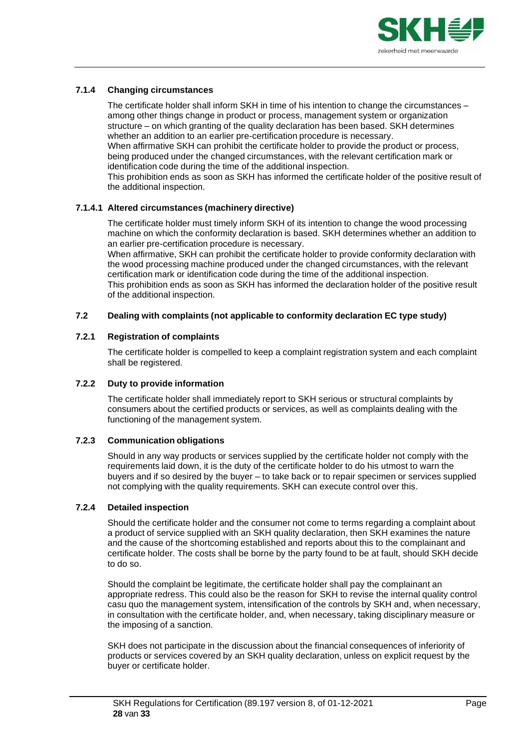#### 7.1.4 Changing circumstances

The certificate holder shall inform SKH in time of his intention to change the circumstances – among other things change in product or process, management system or organization structure – on which granting of the quality declaration has been based. SKH determines whether an addition to an earlier pre-certification procedure is necessary.
When affirmative SKH can prohibit the certificate holder to provide the product or process, being produced under the changed circumstances, with the relevant certification mark or identification code during the time of the additional inspection.
This prohibition ends as soon as SKH has informed the certificate holder of the positive result of the additional inspection.

##### 7.1.4.1 Altered circumstances (machinery directive)

The certificate holder must timely inform SKH of its intention to change the wood processing machine on which the conformity declaration is based. SKH determines whether an addition to an earlier pre-certification procedure is necessary.
When affirmative, SKH can prohibit the certificate holder to provide conformity declaration with the wood processing machine produced under the changed circumstances, with the relevant certification mark or identification code during the time of the additional inspection.
This prohibition ends as soon as SKH has informed the declaration holder of the positive result of the additional inspection.

### 7.2 Dealing with complaints (not applicable to conformity declaration EC type study)

#### 7.2.1 Registration of complaints

The certificate holder is compelled to keep a complaint registration system and each complaint shall be registered.

#### 7.2.2 Duty to provide information

The certificate holder shall immediately report to SKH serious or structural complaints by consumers about the certified products or services, as well as complaints dealing with the functioning of the management system.

#### 7.2.3 Communication obligations

Should in any way products or services supplied by the certificate holder not comply with the requirements laid down, it is the duty of the certificate holder to do his utmost to warn the buyers and if so desired by the buyer – to take back or to repair specimen or services supplied not complying with the quality requirements. SKH can execute control over this.

#### 7.2.4 Detailed inspection

Should the certificate holder and the consumer not come to terms regarding a complaint about a product of service supplied with an SKH quality declaration, then SKH examines the nature and the cause of the shortcoming established and reports about this to the complainant and certificate holder. The costs shall be borne by the party found to be at fault, should SKH decide to do so.

Should the complaint be legitimate, the certificate holder shall pay the complainant an appropriate redress. This could also be the reason for SKH to revise the internal quality control casu quo the management system, intensification of the controls by SKH and, when necessary, in consultation with the certificate holder, and, when necessary, taking disciplinary measure or the imposing of a sanction.

SKH does not participate in the discussion about the financial consequences of inferiority of products or services covered by an SKH quality declaration, unless on explicit request by the buyer or certificate holder.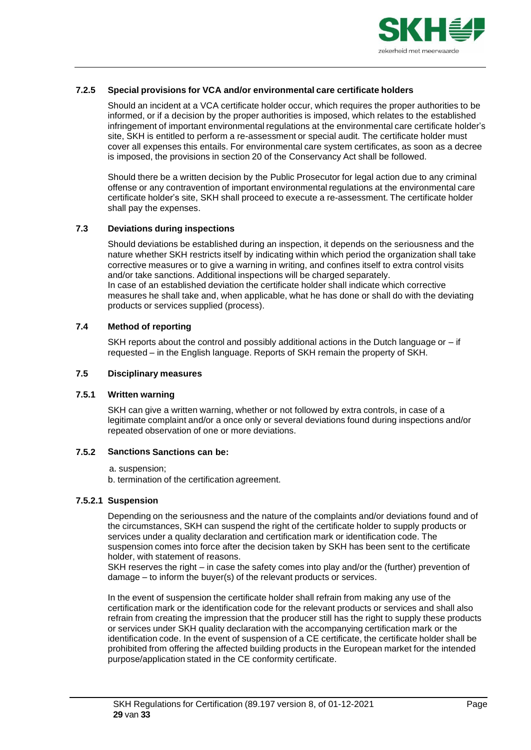#### 7.2.5 Special provisions for VCA and/or environmental care certificate holders

Should an incident at a VCA certificate holder occur, which requires the proper authorities to be informed, or if a decision by the proper authorities is imposed, which relates to the established infringement of important environmental regulations at the environmental care certificate holder's site, SKH is entitled to perform a re-assessment or special audit. The certificate holder must cover all expenses this entails. For environmental care system certificates, as soon as a decree is imposed, the provisions in section 20 of the Conservancy Act shall be followed.

Should there be a written decision by the Public Prosecutor for legal action due to any criminal offense or any contravention of important environmental regulations at the environmental care certificate holder's site, SKH shall proceed to execute a re-assessment. The certificate holder shall pay the expenses.

### 7.3 Deviations during inspections

Should deviations be established during an inspection, it depends on the seriousness and the nature whether SKH restricts itself by indicating within which period the organization shall take corrective measures or to give a warning in writing, and confines itself to extra control visits and/or take sanctions. Additional inspections will be charged separately.
In case of an established deviation the certificate holder shall indicate which corrective measures he shall take and, when applicable, what he has done or shall do with the deviating products or services supplied (process).

### 7.4 Method of reporting

SKH reports about the control and possibly additional actions in the Dutch language or – if requested – in the English language. Reports of SKH remain the property of SKH.

### 7.5 Disciplinary measures

#### 7.5.1 Written warning

SKH can give a written warning, whether or not followed by extra controls, in case of a legitimate complaint and/or a once only or several deviations found during inspections and/or repeated observation of one or more deviations.

#### 7.5.2 Sanctions

Sanctions can be:

a. suspension;
b. termination of the certification agreement.

##### 7.5.2.1 Suspension

Depending on the seriousness and the nature of the complaints and/or deviations found and of the circumstances, SKH can suspend the right of the certificate holder to supply products or services under a quality declaration and certification mark or identification code. The suspension comes into force after the decision taken by SKH has been sent to the certificate holder, with statement of reasons.
SKH reserves the right – in case the safety comes into play and/or the (further) prevention of damage – to inform the buyer(s) of the relevant products or services.

In the event of suspension the certificate holder shall refrain from making any use of the certification mark or the identification code for the relevant products or services and shall also refrain from creating the impression that the producer still has the right to supply these products or services under SKH quality declaration with the accompanying certification mark or the identification code. In the event of suspension of a CE certificate, the certificate holder shall be prohibited from offering the affected building products in the European market for the intended purpose/application stated in the CE conformity certificate.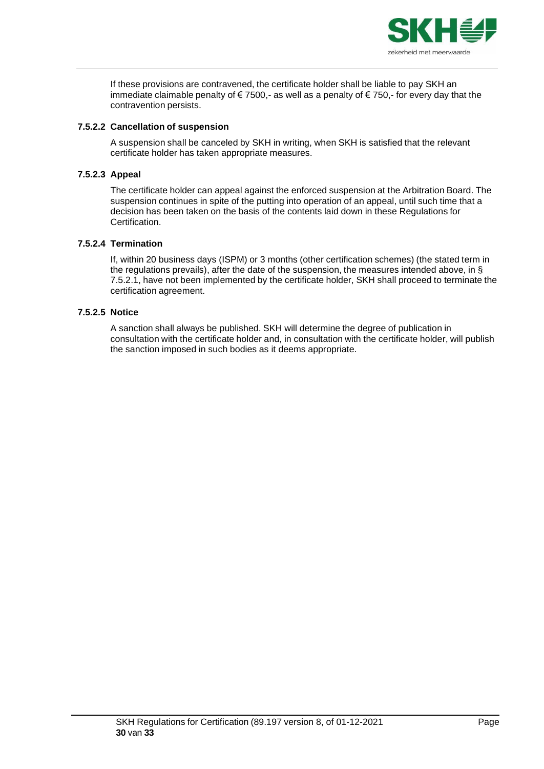If these provisions are contravened, the certificate holder shall be liable to pay SKH an immediate claimable penalty of € 7500,- as well as a penalty of € 750,- for every day that the contravention persists.

#### 7.5.2.2 Cancellation of suspension

A suspension shall be canceled by SKH in writing, when SKH is satisfied that the relevant certificate holder has taken appropriate measures.

#### 7.5.2.3 Appeal

The certificate holder can appeal against the enforced suspension at the Arbitration Board. The suspension continues in spite of the putting into operation of an appeal, until such time that a decision has been taken on the basis of the contents laid down in these Regulations for Certification.

#### 7.5.2.4 Termination

If, within 20 business days (ISPM) or 3 months (other certification schemes) (the stated term in the regulations prevails), after the date of the suspension, the measures intended above, in § 7.5.2.1, have not been implemented by the certificate holder, SKH shall proceed to terminate the certification agreement.

#### 7.5.2.5 Notice

A sanction shall always be published. SKH will determine the degree of publication in consultation with the certificate holder and, in consultation with the certificate holder, will publish the sanction imposed in such bodies as it deems appropriate.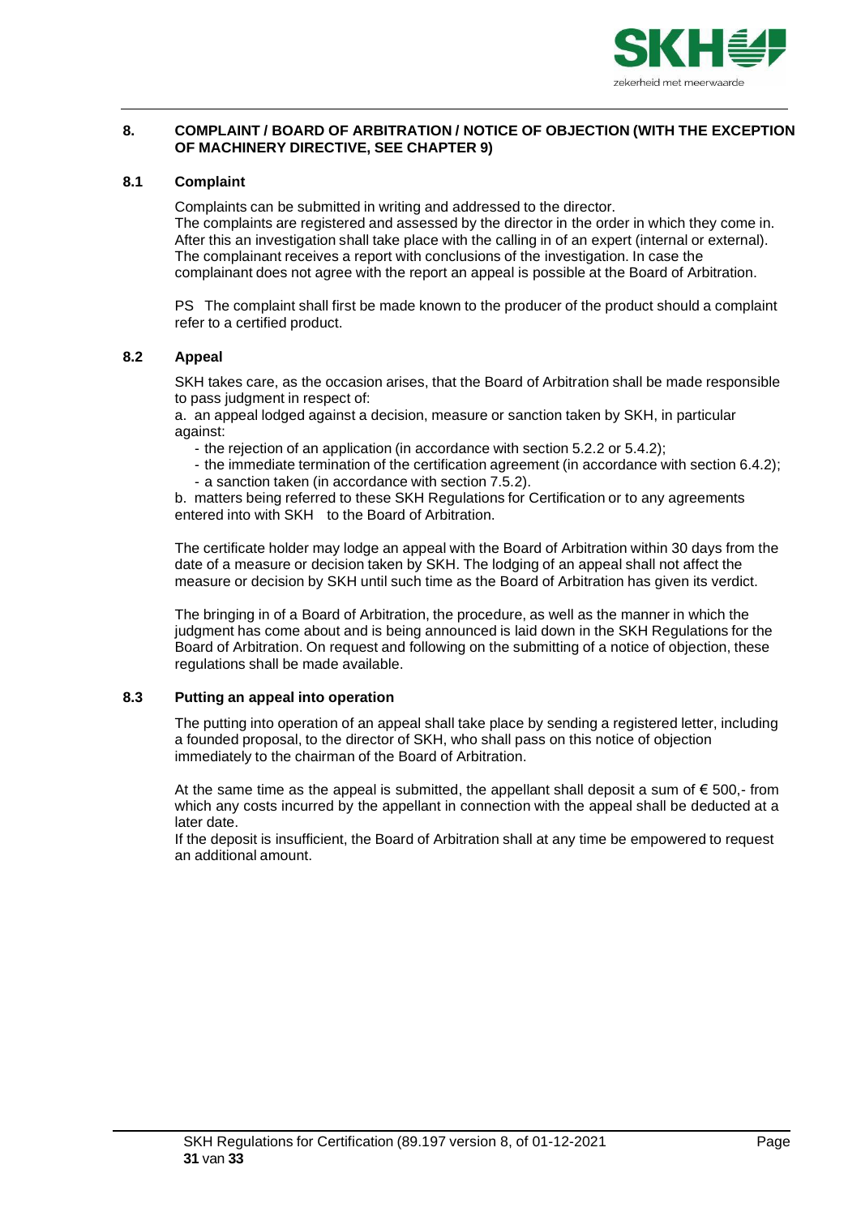## 8. COMPLAINT / BOARD OF ARBITRATION / NOTICE OF OBJECTION (WITH THE EXCEPTION OF MACHINERY DIRECTIVE, SEE CHAPTER 9)

### 8.1 Complaint

Complaints can be submitted in writing and addressed to the director.
The complaints are registered and assessed by the director in the order in which they come in. After this an investigation shall take place with the calling in of an expert (internal or external). The complainant receives a report with conclusions of the investigation. In case the complainant does not agree with the report an appeal is possible at the Board of Arbitration.

PS The complaint shall first be made known to the producer of the product should a complaint refer to a certified product.

### 8.2 Appeal

SKH takes care, as the occasion arises, that the Board of Arbitration shall be made responsible to pass judgment in respect of:

a. an appeal lodged against a decision, measure or sanction taken by SKH, in particular against:

- the rejection of an application (in accordance with section 5.2.2 or 5.4.2);
- the immediate termination of the certification agreement (in accordance with section 6.4.2);
- a sanction taken (in accordance with section 7.5.2).

b. matters being referred to these SKH Regulations for Certification or to any agreements entered into with SKH to the Board of Arbitration.

The certificate holder may lodge an appeal with the Board of Arbitration within 30 days from the date of a measure or decision taken by SKH. The lodging of an appeal shall not affect the measure or decision by SKH until such time as the Board of Arbitration has given its verdict.

The bringing in of a Board of Arbitration, the procedure, as well as the manner in which the judgment has come about and is being announced is laid down in the SKH Regulations for the Board of Arbitration. On request and following on the submitting of a notice of objection, these regulations shall be made available.

### 8.3 Putting an appeal into operation

The putting into operation of an appeal shall take place by sending a registered letter, including a founded proposal, to the director of SKH, who shall pass on this notice of objection immediately to the chairman of the Board of Arbitration.

At the same time as the appeal is submitted, the appellant shall deposit a sum of € 500,- from which any costs incurred by the appellant in connection with the appeal shall be deducted at a later date.
If the deposit is insufficient, the Board of Arbitration shall at any time be empowered to request an additional amount.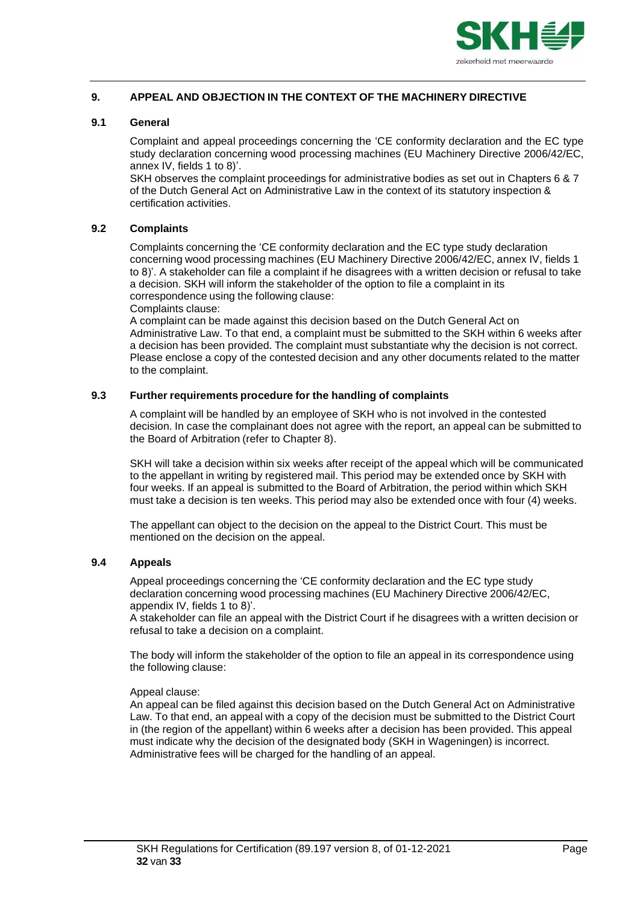## 9. APPEAL AND OBJECTION IN THE CONTEXT OF THE MACHINERY DIRECTIVE

### 9.1 General

Complaint and appeal proceedings concerning the 'CE conformity declaration and the EC type study declaration concerning wood processing machines (EU Machinery Directive 2006/42/EC, annex IV, fields 1 to 8)'.
SKH observes the complaint proceedings for administrative bodies as set out in Chapters 6 & 7 of the Dutch General Act on Administrative Law in the context of its statutory inspection & certification activities.

### 9.2 Complaints

Complaints concerning the 'CE conformity declaration and the EC type study declaration concerning wood processing machines (EU Machinery Directive 2006/42/EC, annex IV, fields 1 to 8)'. A stakeholder can file a complaint if he disagrees with a written decision or refusal to take a decision. SKH will inform the stakeholder of the option to file a complaint in its correspondence using the following clause:
Complaints clause:
A complaint can be made against this decision based on the Dutch General Act on Administrative Law. To that end, a complaint must be submitted to the SKH within 6 weeks after a decision has been provided. The complaint must substantiate why the decision is not correct. Please enclose a copy of the contested decision and any other documents related to the matter to the complaint.

### 9.3 Further requirements procedure for the handling of complaints

A complaint will be handled by an employee of SKH who is not involved in the contested decision. In case the complainant does not agree with the report, an appeal can be submitted to the Board of Arbitration (refer to Chapter 8).

SKH will take a decision within six weeks after receipt of the appeal which will be communicated to the appellant in writing by registered mail. This period may be extended once by SKH with four weeks. If an appeal is submitted to the Board of Arbitration, the period within which SKH must take a decision is ten weeks. This period may also be extended once with four (4) weeks.

The appellant can object to the decision on the appeal to the District Court. This must be mentioned on the decision on the appeal.

### 9.4 Appeals

Appeal proceedings concerning the 'CE conformity declaration and the EC type study declaration concerning wood processing machines (EU Machinery Directive 2006/42/EC, appendix IV, fields 1 to 8)'.
A stakeholder can file an appeal with the District Court if he disagrees with a written decision or refusal to take a decision on a complaint.

The body will inform the stakeholder of the option to file an appeal in its correspondence using the following clause:

Appeal clause:
An appeal can be filed against this decision based on the Dutch General Act on Administrative Law. To that end, an appeal with a copy of the decision must be submitted to the District Court in (the region of the appellant) within 6 weeks after a decision has been provided. This appeal must indicate why the decision of the designated body (SKH in Wageningen) is incorrect. Administrative fees will be charged for the handling of an appeal.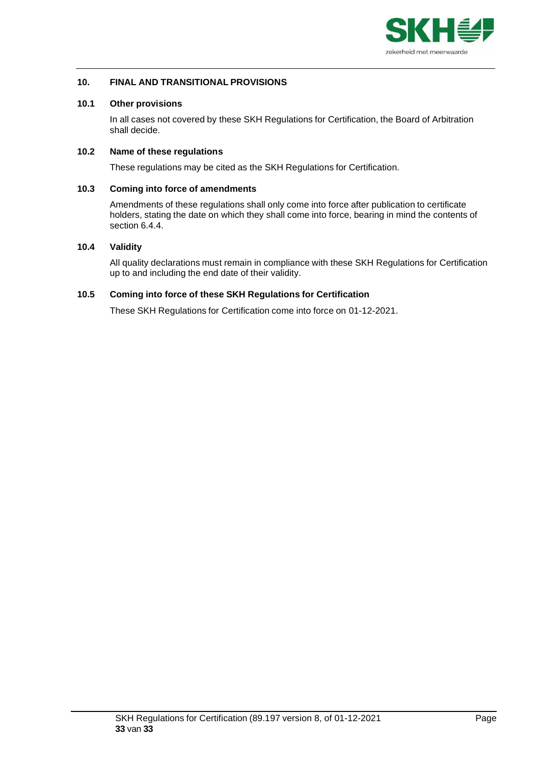## 10. FINAL AND TRANSITIONAL PROVISIONS

### 10.1 Other provisions

In all cases not covered by these SKH Regulations for Certification, the Board of Arbitration shall decide.

### 10.2 Name of these regulations

These regulations may be cited as the SKH Regulations for Certification.

### 10.3 Coming into force of amendments

Amendments of these regulations shall only come into force after publication to certificate holders, stating the date on which they shall come into force, bearing in mind the contents of section 6.4.4.

### 10.4 Validity

All quality declarations must remain in compliance with these SKH Regulations for Certification up to and including the end date of their validity.

### 10.5 Coming into force of these SKH Regulations for Certification

These SKH Regulations for Certification come into force on 01-12-2021.